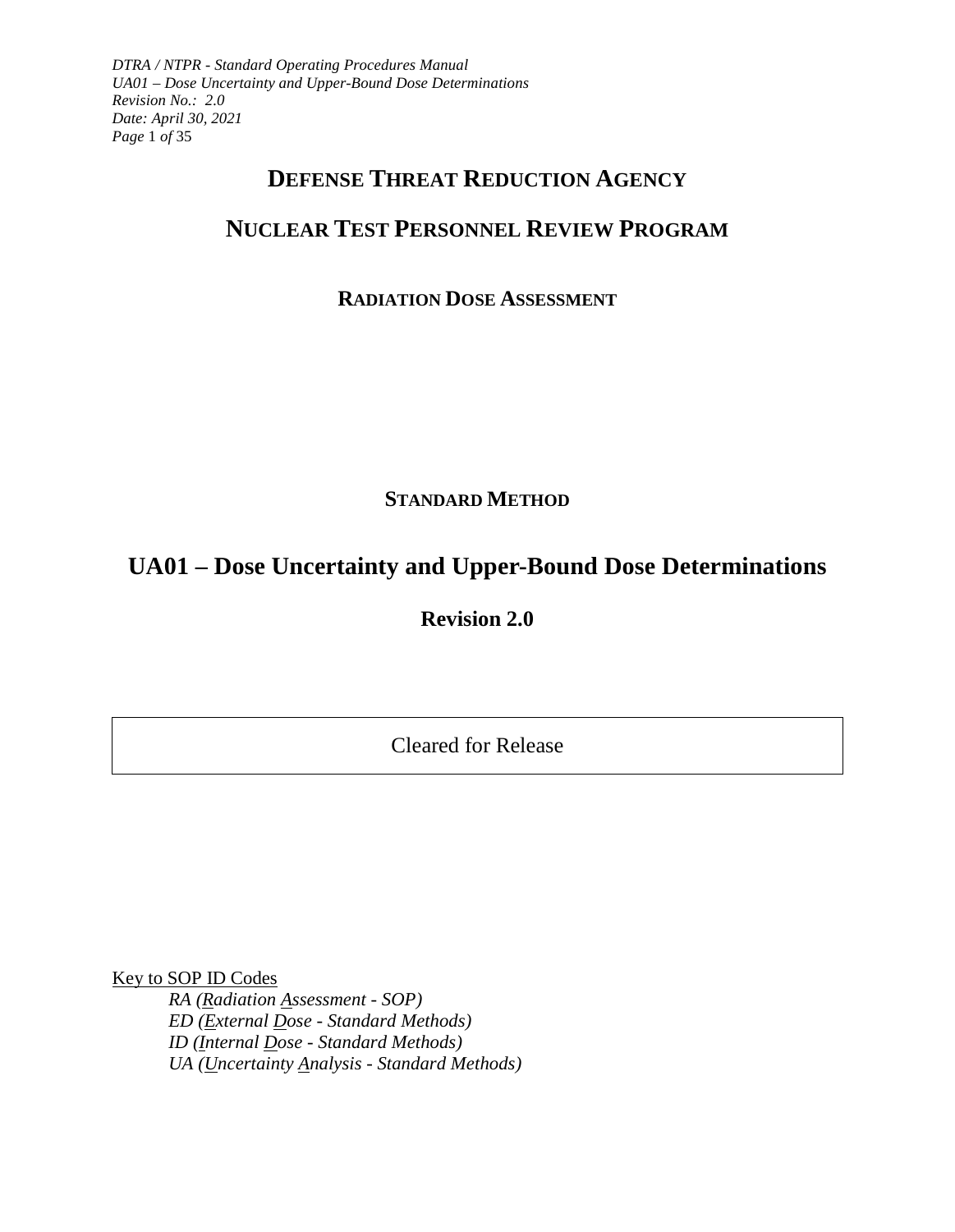# DEFENSE THREAT REDUCTION AGENCY

# NUCLEAR TEST PERSONNEL REVIEW PROGRAM

## RADIATION DOSE ASSESSMENT

### STANDARD METHOD

# UA01 – Dose Uncertainty and Upper-Bound Dose Determinations

## Revision 2.0

Cleared for Release

Key to SOP ID Codes

*RA (Radiation Assessment - SOP)*
*ED (External Dose - Standard Methods)*
*ID (Internal Dose - Standard Methods)*
*UA (Uncertainty Analysis - Standard Methods)*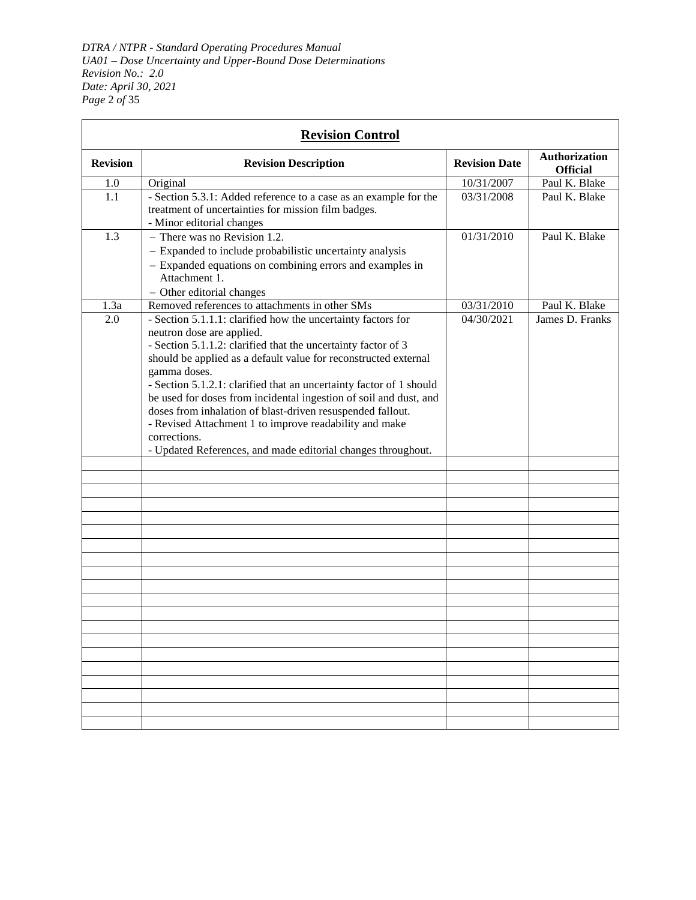## Revision Control

| Revision | Revision Description | Revision Date | Authorization Official |
|---|---|---|---|
| 1.0 | Original | 10/31/2007 | Paul K. Blake |
| 1.1 | - Section 5.3.1: Added reference to a case as an example for the treatment of uncertainties for mission film badges.<br>- Minor editorial changes | 03/31/2008 | Paul K. Blake |
| 1.3 | − There was no Revision 1.2.<br>− Expanded to include probabilistic uncertainty analysis<br>− Expanded equations on combining errors and examples in Attachment 1.<br>− Other editorial changes | 01/31/2010 | Paul K. Blake |
| 1.3a | Removed references to attachments in other SMs | 03/31/2010 | Paul K. Blake |
| 2.0 | - Section 5.1.1.1: clarified how the uncertainty factors for neutron dose are applied.<br>- Section 5.1.1.2: clarified that the uncertainty factor of 3 should be applied as a default value for reconstructed external gamma doses.<br>- Section 5.1.2.1: clarified that an uncertainty factor of 1 should be used for doses from incidental ingestion of soil and dust, and doses from inhalation of blast-driven resuspended fallout.<br>- Revised Attachment 1 to improve readability and make corrections.<br>- Updated References, and made editorial changes throughout. | 04/30/2021 | James D. Franks |
| | | | |
| | | | |
| | | | |
| | | | |
| | | | |
| | | | |
| | | | |
| | | | |
| | | | |
| | | | |
| | | | |
| | | | |
| | | | |
| | | | |
| | | | |
| | | | |
| | | | |
| | | | |
| | | | |
| | | | |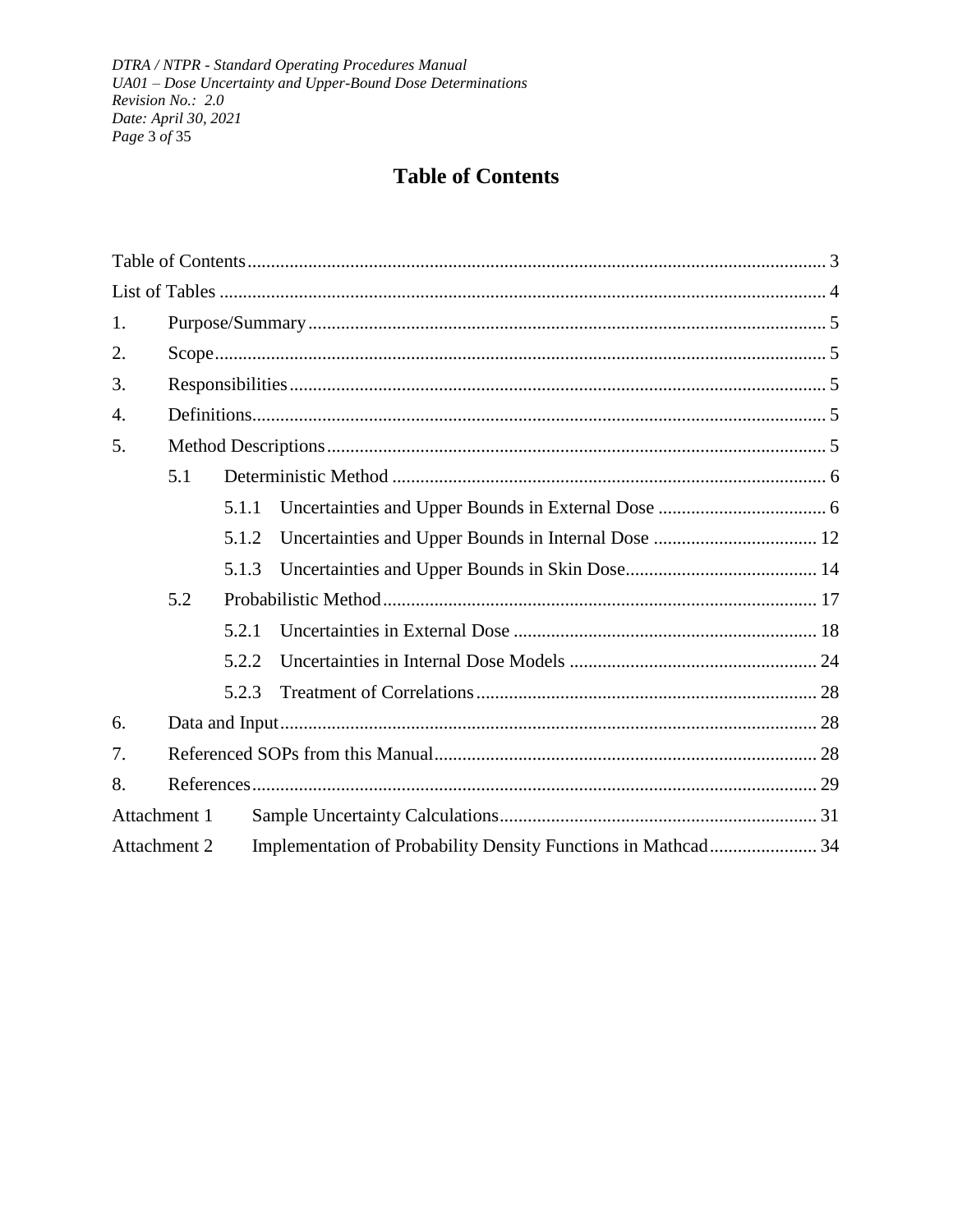# Table of Contents

Table of Contents ........................................................................................................................ 3

List of Tables ................................................................................................................................ 4

1. Purpose/Summary ................................................................................................................ 5
2. Scope ...................................................................................................................................... 5
3. Responsibilities .................................................................................................................... 5
4. Definitions ............................................................................................................................. 5
5. Method Descriptions ............................................................................................................ 5
   - 5.1 Deterministic Method ..................................................................................................... 6
     - 5.1.1 Uncertainties and Upper Bounds in External Dose ................................................ 6
     - 5.1.2 Uncertainties and Upper Bounds in Internal Dose ................................................ 12
     - 5.1.3 Uncertainties and Upper Bounds in Skin Dose ...................................................... 14
   - 5.2 Probabilistic Method ...................................................................................................... 17
     - 5.2.1 Uncertainties in External Dose ............................................................................... 18
     - 5.2.2 Uncertainties in Internal Dose Models ................................................................... 24
     - 5.2.3 Treatment of Correlations ....................................................................................... 28
6. Data and Input ..................................................................................................................... 28
7. Referenced SOPs from this Manual ................................................................................... 28
8. References ............................................................................................................................ 29

Attachment 1 Sample Uncertainty Calculations ......................................................................... 31

Attachment 2 Implementation of Probability Density Functions in Mathcad ............................ 34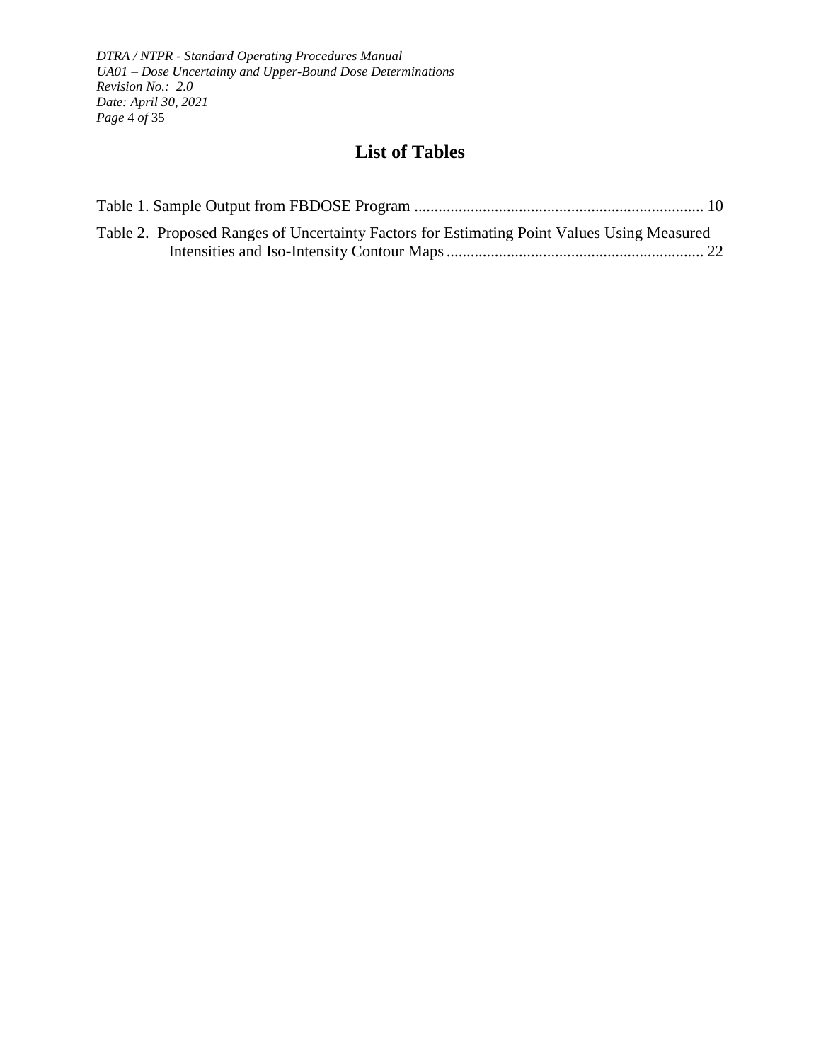# List of Tables

Table 1. Sample Output from FBDOSE Program ........................................................................ 10

Table 2. Proposed Ranges of Uncertainty Factors for Estimating Point Values Using Measured Intensities and Iso-Intensity Contour Maps ................................................................ 22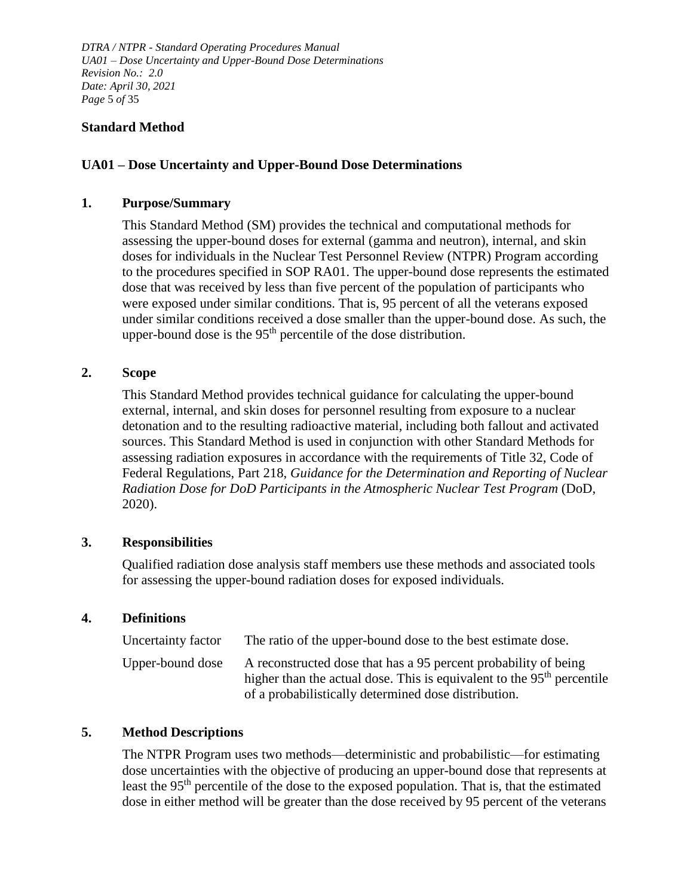## Standard Method

## UA01 – Dose Uncertainty and Upper-Bound Dose Determinations

### 1. Purpose/Summary

This Standard Method (SM) provides the technical and computational methods for assessing the upper-bound doses for external (gamma and neutron), internal, and skin doses for individuals in the Nuclear Test Personnel Review (NTPR) Program according to the procedures specified in SOP RA01. The upper-bound dose represents the estimated dose that was received by less than five percent of the population of participants who were exposed under similar conditions. That is, 95 percent of all the veterans exposed under similar conditions received a dose smaller than the upper-bound dose. As such, the upper-bound dose is the $95^{th}$ percentile of the dose distribution.

### 2. Scope

This Standard Method provides technical guidance for calculating the upper-bound external, internal, and skin doses for personnel resulting from exposure to a nuclear detonation and to the resulting radioactive material, including both fallout and activated sources. This Standard Method is used in conjunction with other Standard Methods for assessing radiation exposures in accordance with the requirements of Title 32, Code of Federal Regulations, Part 218, *Guidance for the Determination and Reporting of Nuclear Radiation Dose for DoD Participants in the Atmospheric Nuclear Test Program* (DoD, 2020).

### 3. Responsibilities

Qualified radiation dose analysis staff members use these methods and associated tools for assessing the upper-bound radiation doses for exposed individuals.

### 4. Definitions

| | |
|---|---|
| Uncertainty factor | The ratio of the upper-bound dose to the best estimate dose. |
| Upper-bound dose | A reconstructed dose that has a 95 percent probability of being higher than the actual dose. This is equivalent to the $95^{th}$ percentile of a probabilistically determined dose distribution. |

### 5. Method Descriptions

The NTPR Program uses two methods—deterministic and probabilistic—for estimating dose uncertainties with the objective of producing an upper-bound dose that represents at least the $95^{th}$ percentile of the dose to the exposed population. That is, that the estimated dose in either method will be greater than the dose received by 95 percent of the veterans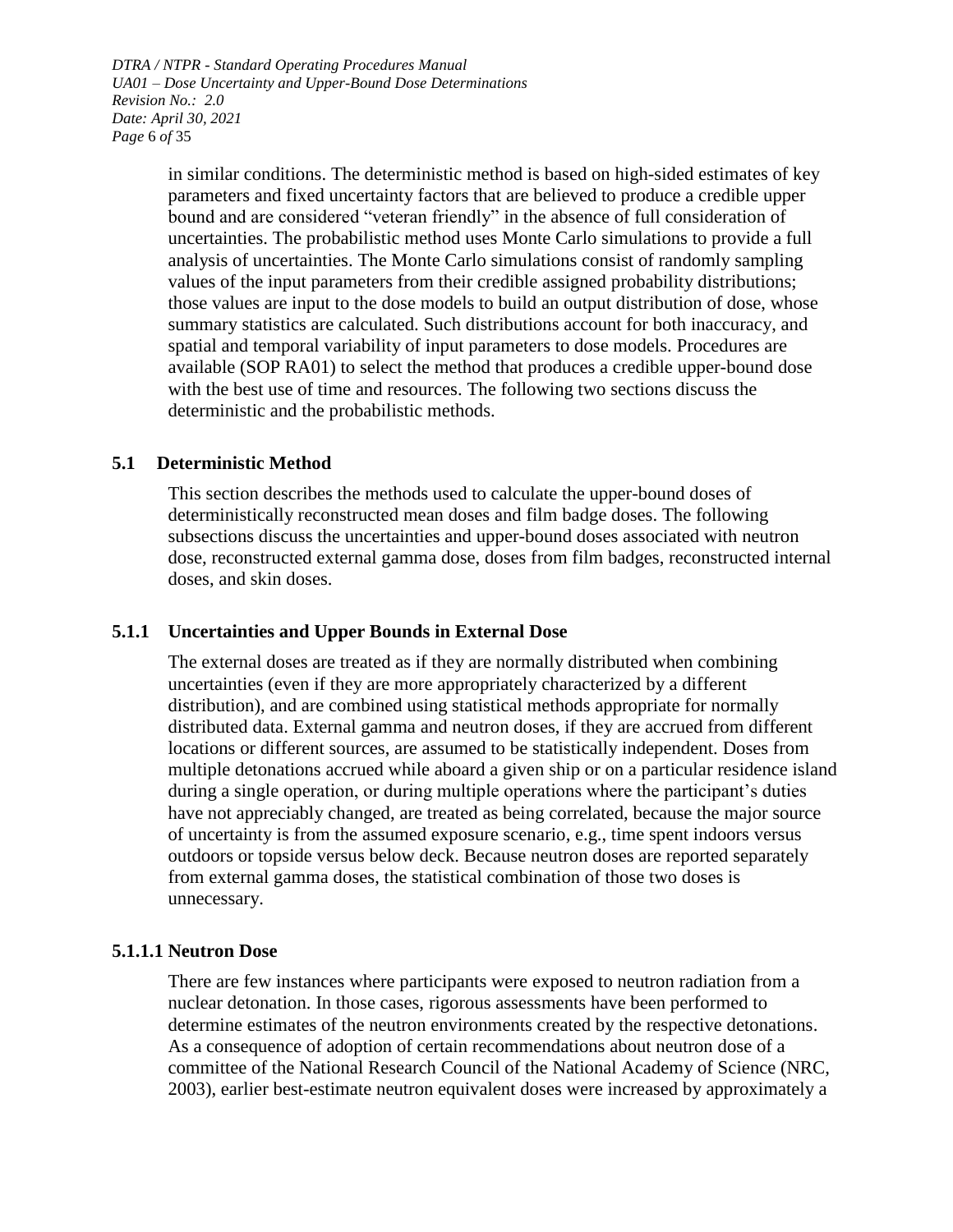in similar conditions. The deterministic method is based on high-sided estimates of key parameters and fixed uncertainty factors that are believed to produce a credible upper bound and are considered "veteran friendly" in the absence of full consideration of uncertainties. The probabilistic method uses Monte Carlo simulations to provide a full analysis of uncertainties. The Monte Carlo simulations consist of randomly sampling values of the input parameters from their credible assigned probability distributions; those values are input to the dose models to build an output distribution of dose, whose summary statistics are calculated. Such distributions account for both inaccuracy, and spatial and temporal variability of input parameters to dose models. Procedures are available (SOP RA01) to select the method that produces a credible upper-bound dose with the best use of time and resources. The following two sections discuss the deterministic and the probabilistic methods.

## 5.1 Deterministic Method

This section describes the methods used to calculate the upper-bound doses of deterministically reconstructed mean doses and film badge doses. The following subsections discuss the uncertainties and upper-bound doses associated with neutron dose, reconstructed external gamma dose, doses from film badges, reconstructed internal doses, and skin doses.

### 5.1.1 Uncertainties and Upper Bounds in External Dose

The external doses are treated as if they are normally distributed when combining uncertainties (even if they are more appropriately characterized by a different distribution), and are combined using statistical methods appropriate for normally distributed data. External gamma and neutron doses, if they are accrued from different locations or different sources, are assumed to be statistically independent. Doses from multiple detonations accrued while aboard a given ship or on a particular residence island during a single operation, or during multiple operations where the participant's duties have not appreciably changed, are treated as being correlated, because the major source of uncertainty is from the assumed exposure scenario, e.g., time spent indoors versus outdoors or topside versus below deck. Because neutron doses are reported separately from external gamma doses, the statistical combination of those two doses is unnecessary.

#### 5.1.1.1 Neutron Dose

There are few instances where participants were exposed to neutron radiation from a nuclear detonation. In those cases, rigorous assessments have been performed to determine estimates of the neutron environments created by the respective detonations. As a consequence of adoption of certain recommendations about neutron dose of a committee of the National Research Council of the National Academy of Science (NRC, 2003), earlier best-estimate neutron equivalent doses were increased by approximately a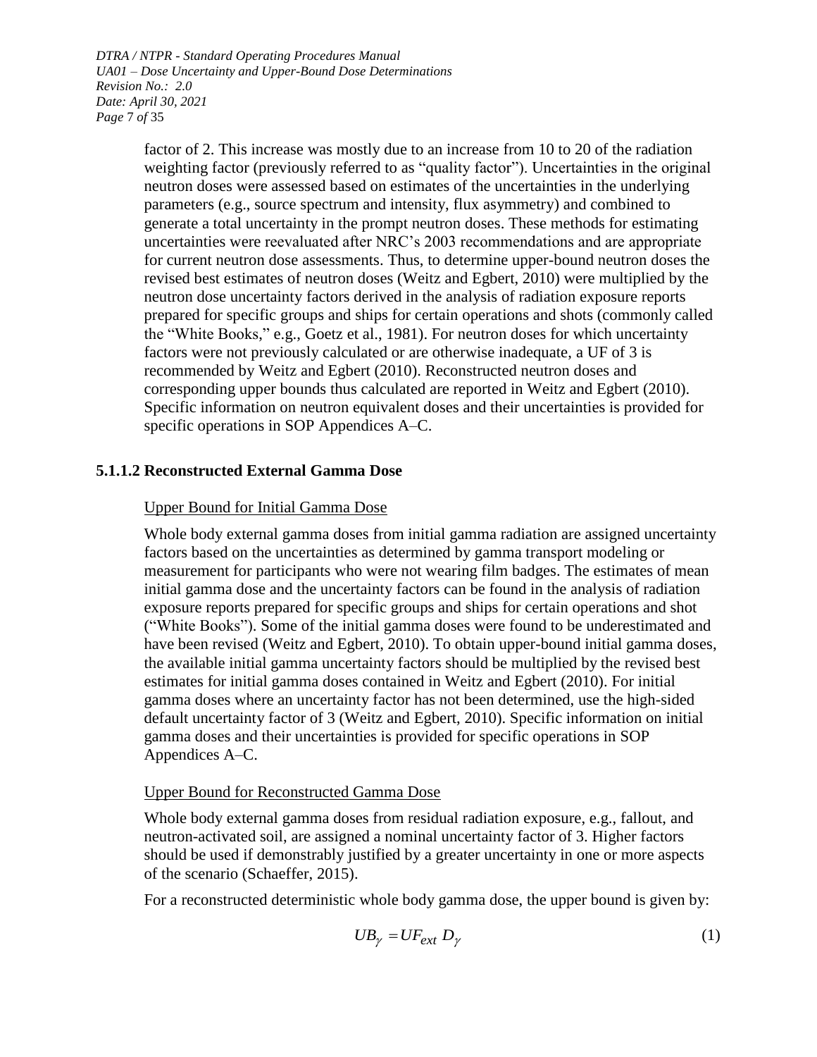factor of 2. This increase was mostly due to an increase from 10 to 20 of the radiation weighting factor (previously referred to as "quality factor"). Uncertainties in the original neutron doses were assessed based on estimates of the uncertainties in the underlying parameters (e.g., source spectrum and intensity, flux asymmetry) and combined to generate a total uncertainty in the prompt neutron doses. These methods for estimating uncertainties were reevaluated after NRC's 2003 recommendations and are appropriate for current neutron dose assessments. Thus, to determine upper-bound neutron doses the revised best estimates of neutron doses (Weitz and Egbert, 2010) were multiplied by the neutron dose uncertainty factors derived in the analysis of radiation exposure reports prepared for specific groups and ships for certain operations and shots (commonly called the "White Books," e.g., Goetz et al., 1981). For neutron doses for which uncertainty factors were not previously calculated or are otherwise inadequate, a UF of 3 is recommended by Weitz and Egbert (2010). Reconstructed neutron doses and corresponding upper bounds thus calculated are reported in Weitz and Egbert (2010). Specific information on neutron equivalent doses and their uncertainties is provided for specific operations in SOP Appendices A–C.

#### 5.1.1.2 Reconstructed External Gamma Dose

Upper Bound for Initial Gamma Dose

Whole body external gamma doses from initial gamma radiation are assigned uncertainty factors based on the uncertainties as determined by gamma transport modeling or measurement for participants who were not wearing film badges. The estimates of mean initial gamma dose and the uncertainty factors can be found in the analysis of radiation exposure reports prepared for specific groups and ships for certain operations and shot ("White Books"). Some of the initial gamma doses were found to be underestimated and have been revised (Weitz and Egbert, 2010). To obtain upper-bound initial gamma doses, the available initial gamma uncertainty factors should be multiplied by the revised best estimates for initial gamma doses contained in Weitz and Egbert (2010). For initial gamma doses where an uncertainty factor has not been determined, use the high-sided default uncertainty factor of 3 (Weitz and Egbert, 2010). Specific information on initial gamma doses and their uncertainties is provided for specific operations in SOP Appendices A–C.

Upper Bound for Reconstructed Gamma Dose

Whole body external gamma doses from residual radiation exposure, e.g., fallout, and neutron-activated soil, are assigned a nominal uncertainty factor of 3. Higher factors should be used if demonstrably justified by a greater uncertainty in one or more aspects of the scenario (Schaeffer, 2015).

For a reconstructed deterministic whole body gamma dose, the upper bound is given by:

$$UB_{\gamma} = UF_{ext}\ D_{\gamma} \tag{1}$$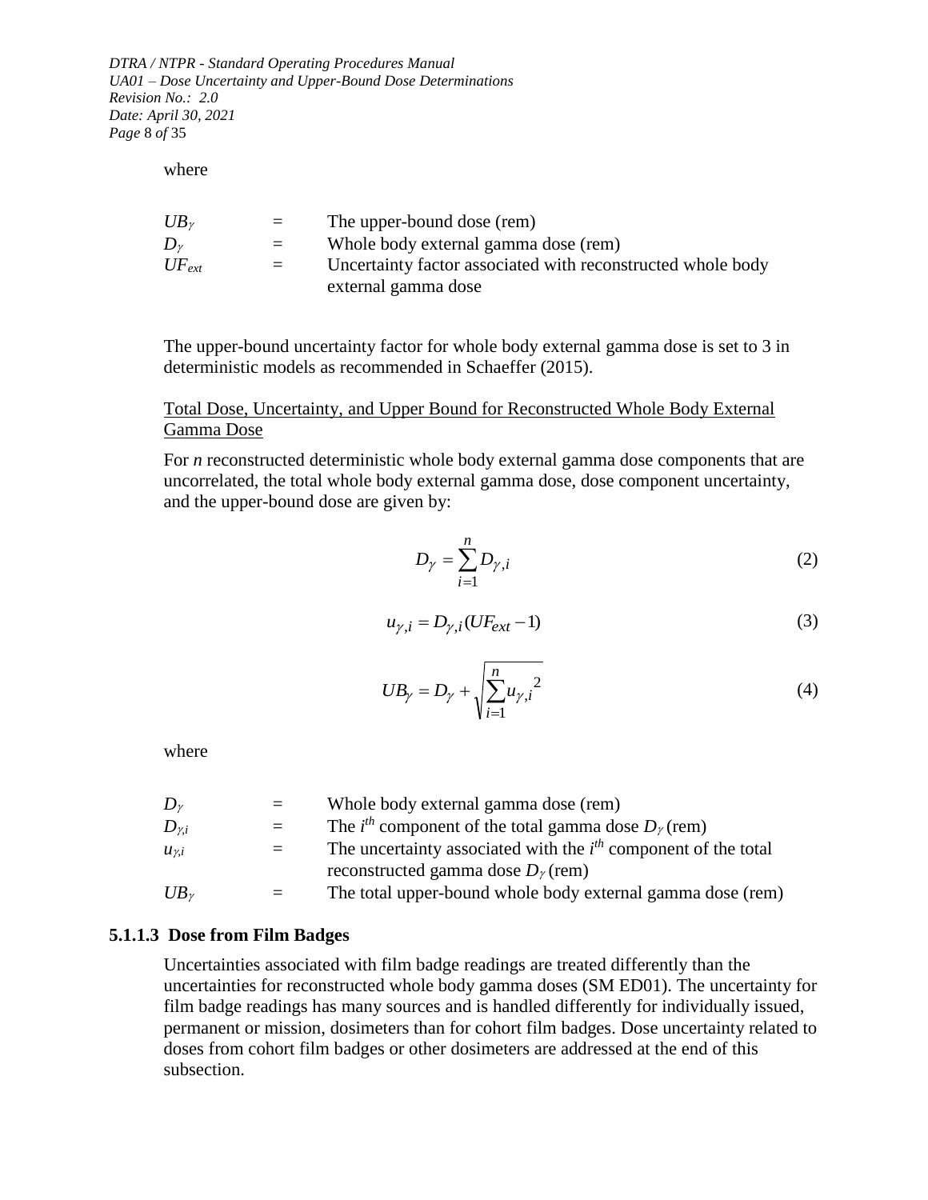where

| | | |
|---|---|---|
| $UB_{\gamma}$ | = | The upper-bound dose (rem) |
| $D_{\gamma}$ | = | Whole body external gamma dose (rem) |
| $UF_{ext}$ | = | Uncertainty factor associated with reconstructed whole body external gamma dose |

The upper-bound uncertainty factor for whole body external gamma dose is set to 3 in deterministic models as recommended in Schaeffer (2015).

Total Dose, Uncertainty, and Upper Bound for Reconstructed Whole Body External Gamma Dose

For *n* reconstructed deterministic whole body external gamma dose components that are uncorrelated, the total whole body external gamma dose, dose component uncertainty, and the upper-bound dose are given by:

$$D_{\gamma} = \sum_{i=1}^{n} D_{\gamma,i} \tag{2}$$

$$u_{\gamma,i} = D_{\gamma,i}(UF_{ext} - 1) \tag{3}$$

$$UB_{\gamma} = D_{\gamma} + \sqrt{\sum_{i=1}^{n} u_{\gamma,i}^{2}} \tag{4}$$

where

| | | |
|---|---|---|
| $D_{\gamma}$ | = | Whole body external gamma dose (rem) |
| $D_{\gamma,i}$ | = | The $i^{th}$ component of the total gamma dose $D_{\gamma}$ (rem) |
| $u_{\gamma,i}$ | = | The uncertainty associated with the $i^{th}$ component of the total reconstructed gamma dose $D_{\gamma}$ (rem) |
| $UB_{\gamma}$ | = | The total upper-bound whole body external gamma dose (rem) |

### 5.1.1.3 Dose from Film Badges

Uncertainties associated with film badge readings are treated differently than the uncertainties for reconstructed whole body gamma doses (SM ED01). The uncertainty for film badge readings has many sources and is handled differently for individually issued, permanent or mission, dosimeters than for cohort film badges. Dose uncertainty related to doses from cohort film badges or other dosimeters are addressed at the end of this subsection.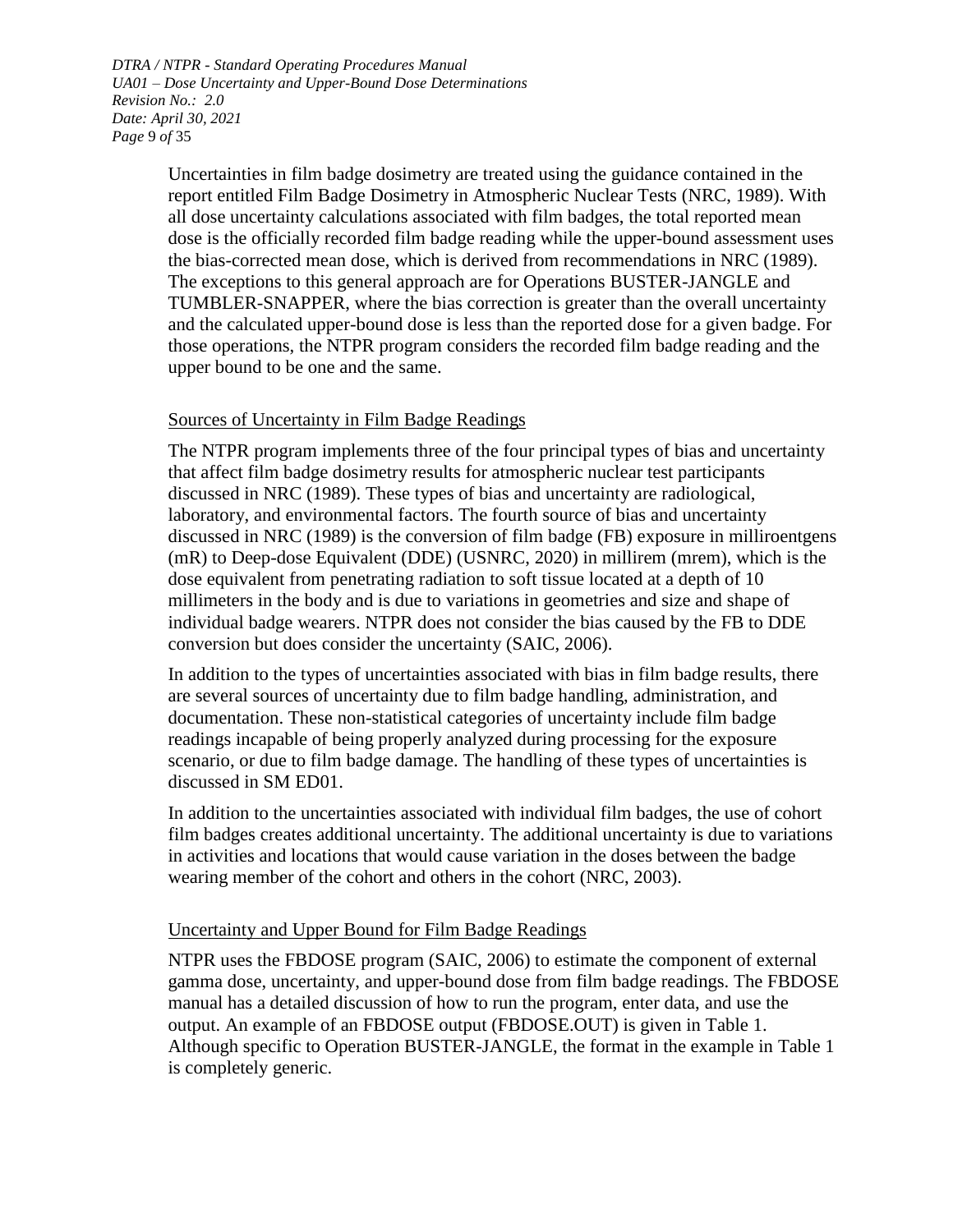Uncertainties in film badge dosimetry are treated using the guidance contained in the report entitled Film Badge Dosimetry in Atmospheric Nuclear Tests (NRC, 1989). With all dose uncertainty calculations associated with film badges, the total reported mean dose is the officially recorded film badge reading while the upper-bound assessment uses the bias-corrected mean dose, which is derived from recommendations in NRC (1989). The exceptions to this general approach are for Operations BUSTER-JANGLE and TUMBLER-SNAPPER, where the bias correction is greater than the overall uncertainty and the calculated upper-bound dose is less than the reported dose for a given badge. For those operations, the NTPR program considers the recorded film badge reading and the upper bound to be one and the same.

Sources of Uncertainty in Film Badge Readings

The NTPR program implements three of the four principal types of bias and uncertainty that affect film badge dosimetry results for atmospheric nuclear test participants discussed in NRC (1989). These types of bias and uncertainty are radiological, laboratory, and environmental factors. The fourth source of bias and uncertainty discussed in NRC (1989) is the conversion of film badge (FB) exposure in milliroentgens (mR) to Deep-dose Equivalent (DDE) (USNRC, 2020) in millirem (mrem), which is the dose equivalent from penetrating radiation to soft tissue located at a depth of 10 millimeters in the body and is due to variations in geometries and size and shape of individual badge wearers. NTPR does not consider the bias caused by the FB to DDE conversion but does consider the uncertainty (SAIC, 2006).

In addition to the types of uncertainties associated with bias in film badge results, there are several sources of uncertainty due to film badge handling, administration, and documentation. These non-statistical categories of uncertainty include film badge readings incapable of being properly analyzed during processing for the exposure scenario, or due to film badge damage. The handling of these types of uncertainties is discussed in SM ED01.

In addition to the uncertainties associated with individual film badges, the use of cohort film badges creates additional uncertainty. The additional uncertainty is due to variations in activities and locations that would cause variation in the doses between the badge wearing member of the cohort and others in the cohort (NRC, 2003).

Uncertainty and Upper Bound for Film Badge Readings

NTPR uses the FBDOSE program (SAIC, 2006) to estimate the component of external gamma dose, uncertainty, and upper-bound dose from film badge readings. The FBDOSE manual has a detailed discussion of how to run the program, enter data, and use the output. An example of an FBDOSE output (FBDOSE.OUT) is given in Table 1. Although specific to Operation BUSTER-JANGLE, the format in the example in Table 1 is completely generic.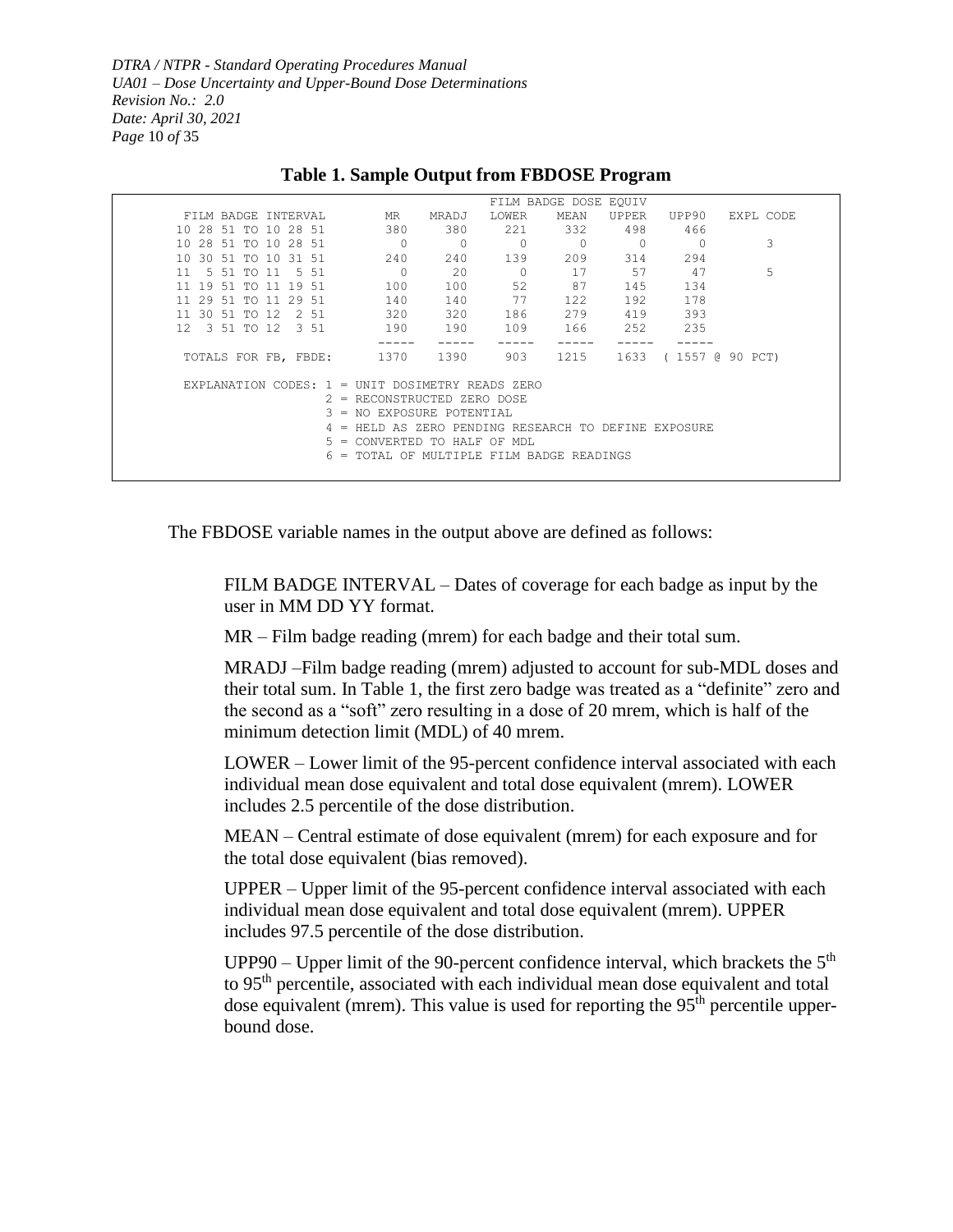**Table 1. Sample Output from FBDOSE Program**

```
                                              FILM BADGE DOSE EQUIV
 FILM BADGE INTERVAL        MR    MRADJ   LOWER    MEAN   UPPER   UPP90   EXPL CODE
10 28 51 TO 10 28 51       380     380     221     332     498     466
10 28 51 TO 10 28 51         0       0       0       0       0       0         3
10 30 51 TO 10 31 51       240     240     139     209     314     294
11  5 51 TO 11  5 51         0      20       0      17      57      47         5
11 19 51 TO 11 19 51       100     100      52      87     145     134
11 29 51 TO 11 29 51       140     140      77     122     192     178
11 30 51 TO 12  2 51       320     320     186     279     419     393
12  3 51 TO 12  3 51       190     190     109     166     252     235
                          -----   -----   -----   -----   -----   -----
 TOTALS FOR FB, FBDE:      1370    1390     903    1215    1633  ( 1557 @ 90 PCT)

 EXPLANATION CODES: 1 = UNIT DOSIMETRY READS ZERO
                    2 = RECONSTRUCTED ZERO DOSE
                    3 = NO EXPOSURE POTENTIAL
                    4 = HELD AS ZERO PENDING RESEARCH TO DEFINE EXPOSURE
                    5 = CONVERTED TO HALF OF MDL
                    6 = TOTAL OF MULTIPLE FILM BADGE READINGS
```

The FBDOSE variable names in the output above are defined as follows:

FILM BADGE INTERVAL – Dates of coverage for each badge as input by the user in MM DD YY format.

MR – Film badge reading (mrem) for each badge and their total sum.

MRADJ –Film badge reading (mrem) adjusted to account for sub-MDL doses and their total sum. In Table 1, the first zero badge was treated as a "definite" zero and the second as a "soft" zero resulting in a dose of 20 mrem, which is half of the minimum detection limit (MDL) of 40 mrem.

LOWER – Lower limit of the 95-percent confidence interval associated with each individual mean dose equivalent and total dose equivalent (mrem). LOWER includes 2.5 percentile of the dose distribution.

MEAN – Central estimate of dose equivalent (mrem) for each exposure and for the total dose equivalent (bias removed).

UPPER – Upper limit of the 95-percent confidence interval associated with each individual mean dose equivalent and total dose equivalent (mrem). UPPER includes 97.5 percentile of the dose distribution.

UPP90 – Upper limit of the 90-percent confidence interval, which brackets the 5th to 95th percentile, associated with each individual mean dose equivalent and total dose equivalent (mrem). This value is used for reporting the 95th percentile upper-bound dose.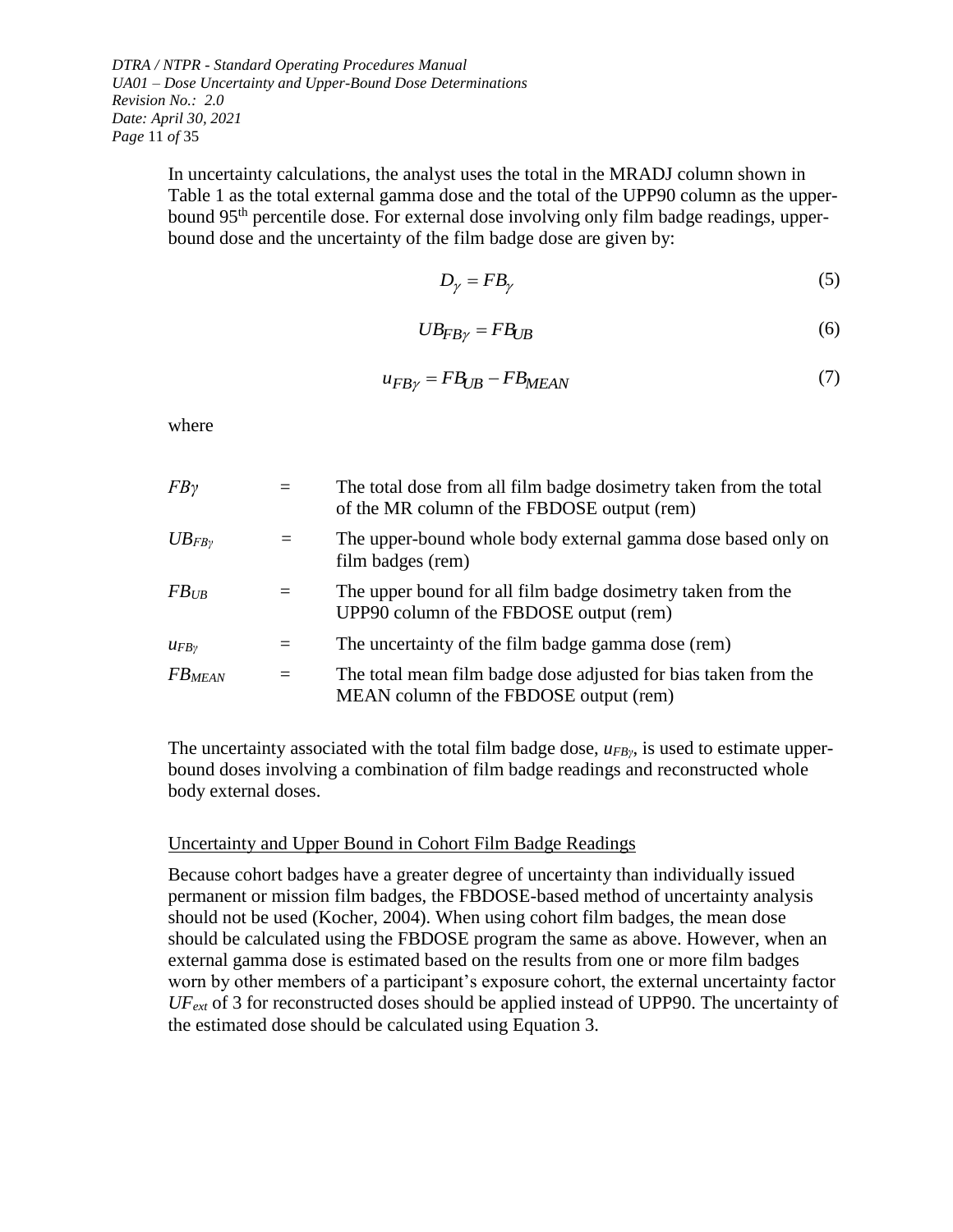In uncertainty calculations, the analyst uses the total in the MRADJ column shown in Table 1 as the total external gamma dose and the total of the UPP90 column as the upper-bound 95th percentile dose. For external dose involving only film badge readings, upper-bound dose and the uncertainty of the film badge dose are given by:

$$D_{\gamma} = FB_{\gamma} \tag{5}$$

$$UB_{FB\gamma} = FB_{UB} \tag{6}$$

$$u_{FB\gamma} = FB_{UB} - FB_{MEAN} \tag{7}$$

where

| | | |
|---|---|---|
| $FB\gamma$ | = | The total dose from all film badge dosimetry taken from the total of the MR column of the FBDOSE output (rem) |
| $UB_{FB\gamma}$ | = | The upper-bound whole body external gamma dose based only on film badges (rem) |
| $FB_{UB}$ | = | The upper bound for all film badge dosimetry taken from the UPP90 column of the FBDOSE output (rem) |
| $u_{FB\gamma}$ | = | The uncertainty of the film badge gamma dose (rem) |
| $FB_{MEAN}$ | = | The total mean film badge dose adjusted for bias taken from the MEAN column of the FBDOSE output (rem) |

The uncertainty associated with the total film badge dose, $u_{FB\gamma}$, is used to estimate upper-bound doses involving a combination of film badge readings and reconstructed whole body external doses.

Uncertainty and Upper Bound in Cohort Film Badge Readings

Because cohort badges have a greater degree of uncertainty than individually issued permanent or mission film badges, the FBDOSE-based method of uncertainty analysis should not be used (Kocher, 2004). When using cohort film badges, the mean dose should be calculated using the FBDOSE program the same as above. However, when an external gamma dose is estimated based on the results from one or more film badges worn by other members of a participant's exposure cohort, the external uncertainty factor $UF_{ext}$ of 3 for reconstructed doses should be applied instead of UPP90. The uncertainty of the estimated dose should be calculated using Equation 3.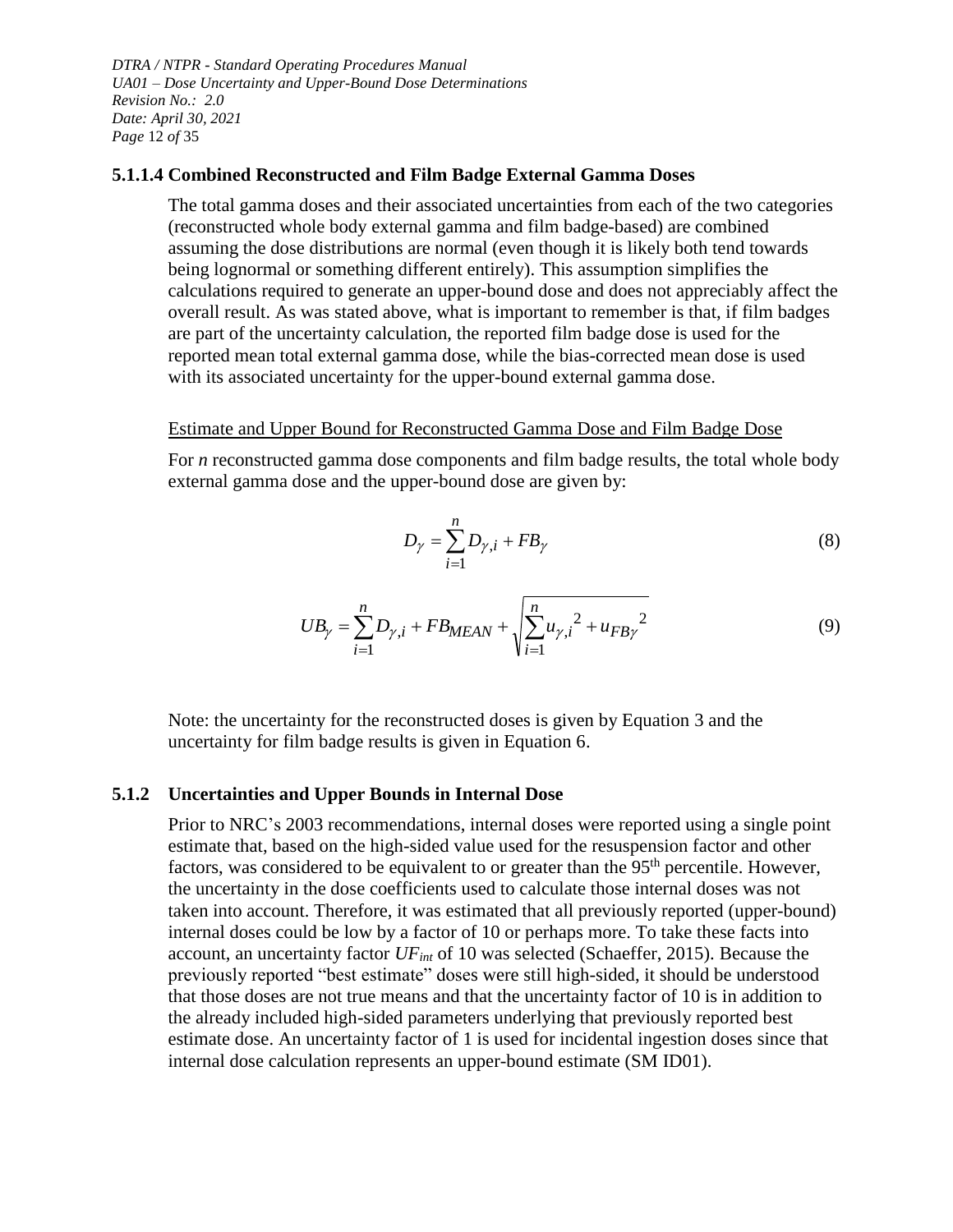#### 5.1.1.4 Combined Reconstructed and Film Badge External Gamma Doses

The total gamma doses and their associated uncertainties from each of the two categories (reconstructed whole body external gamma and film badge-based) are combined assuming the dose distributions are normal (even though it is likely both tend towards being lognormal or something different entirely). This assumption simplifies the calculations required to generate an upper-bound dose and does not appreciably affect the overall result. As was stated above, what is important to remember is that, if film badges are part of the uncertainty calculation, the reported film badge dose is used for the reported mean total external gamma dose, while the bias-corrected mean dose is used with its associated uncertainty for the upper-bound external gamma dose.

Estimate and Upper Bound for Reconstructed Gamma Dose and Film Badge Dose

For *n* reconstructed gamma dose components and film badge results, the total whole body external gamma dose and the upper-bound dose are given by:

$$D_{\gamma} = \sum_{i=1}^{n} D_{\gamma,i} + FB_{\gamma} \tag{8}$$

$$UB_{\gamma} = \sum_{i=1}^{n} D_{\gamma,i} + FB_{MEAN} + \sqrt{\sum_{i=1}^{n} {u_{\gamma,i}}^2 + {u_{FB_{\gamma}}}^2} \tag{9}$$

Note: the uncertainty for the reconstructed doses is given by Equation 3 and the uncertainty for film badge results is given in Equation 6.

### 5.1.2 Uncertainties and Upper Bounds in Internal Dose

Prior to NRC's 2003 recommendations, internal doses were reported using a single point estimate that, based on the high-sided value used for the resuspension factor and other factors, was considered to be equivalent to or greater than the 95th percentile. However, the uncertainty in the dose coefficients used to calculate those internal doses was not taken into account. Therefore, it was estimated that all previously reported (upper-bound) internal doses could be low by a factor of 10 or perhaps more. To take these facts into account, an uncertainty factor $UF_{int}$ of 10 was selected (Schaeffer, 2015). Because the previously reported "best estimate" doses were still high-sided, it should be understood that those doses are not true means and that the uncertainty factor of 10 is in addition to the already included high-sided parameters underlying that previously reported best estimate dose. An uncertainty factor of 1 is used for incidental ingestion doses since that internal dose calculation represents an upper-bound estimate (SM ID01).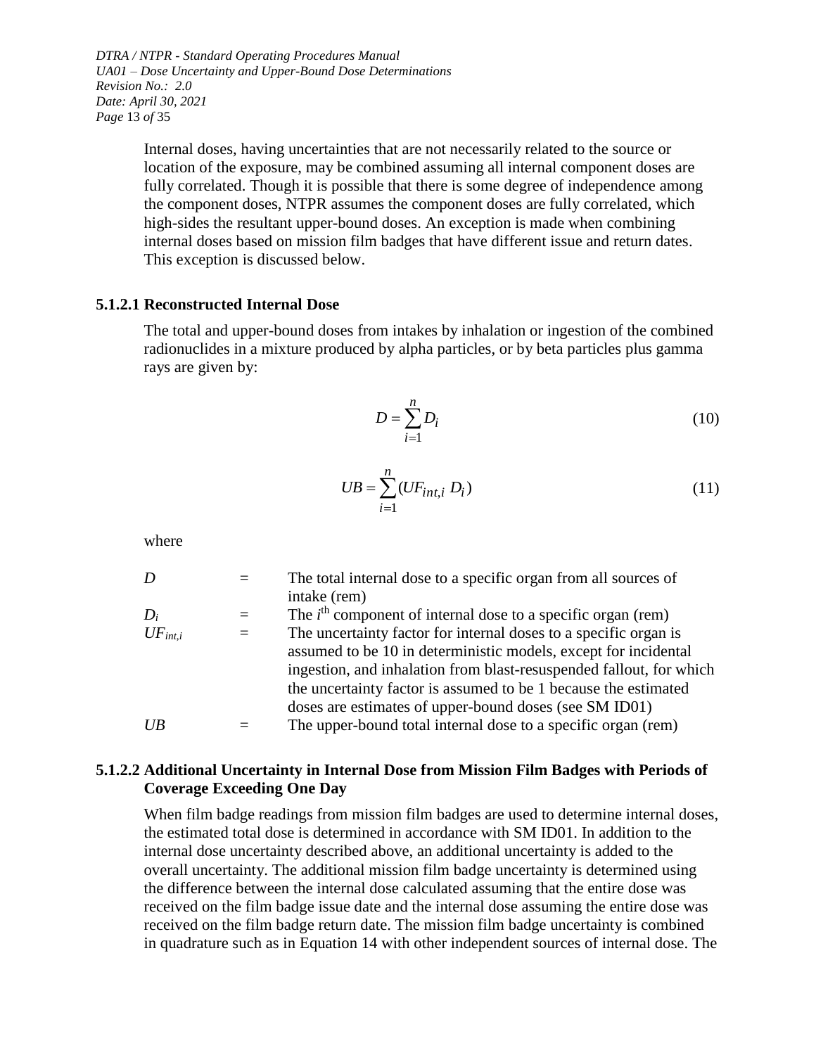Internal doses, having uncertainties that are not necessarily related to the source or location of the exposure, may be combined assuming all internal component doses are fully correlated. Though it is possible that there is some degree of independence among the component doses, NTPR assumes the component doses are fully correlated, which high-sides the resultant upper-bound doses. An exception is made when combining internal doses based on mission film badges that have different issue and return dates. This exception is discussed below.

### 5.1.2.1 Reconstructed Internal Dose

The total and upper-bound doses from intakes by inhalation or ingestion of the combined radionuclides in a mixture produced by alpha particles, or by beta particles plus gamma rays are given by:

$$D = \sum_{i=1}^{n} D_i \tag{10}$$

$$UB = \sum_{i=1}^{n} (UF_{int,i} \; D_i) \tag{11}$$

where

| | | |
|---|---|---|
| $D$ | = | The total internal dose to a specific organ from all sources of intake (rem) |
| $D_i$ | = | The $i^{\text{th}}$ component of internal dose to a specific organ (rem) |
| $UF_{int,i}$ | = | The uncertainty factor for internal doses to a specific organ is assumed to be 10 in deterministic models, except for incidental ingestion, and inhalation from blast-resuspended fallout, for which the uncertainty factor is assumed to be 1 because the estimated doses are estimates of upper-bound doses (see SM ID01) |
| $UB$ | = | The upper-bound total internal dose to a specific organ (rem) |

### 5.1.2.2 Additional Uncertainty in Internal Dose from Mission Film Badges with Periods of Coverage Exceeding One Day

When film badge readings from mission film badges are used to determine internal doses, the estimated total dose is determined in accordance with SM ID01. In addition to the internal dose uncertainty described above, an additional uncertainty is added to the overall uncertainty. The additional mission film badge uncertainty is determined using the difference between the internal dose calculated assuming that the entire dose was received on the film badge issue date and the internal dose assuming the entire dose was received on the film badge return date. The mission film badge uncertainty is combined in quadrature such as in Equation 14 with other independent sources of internal dose. The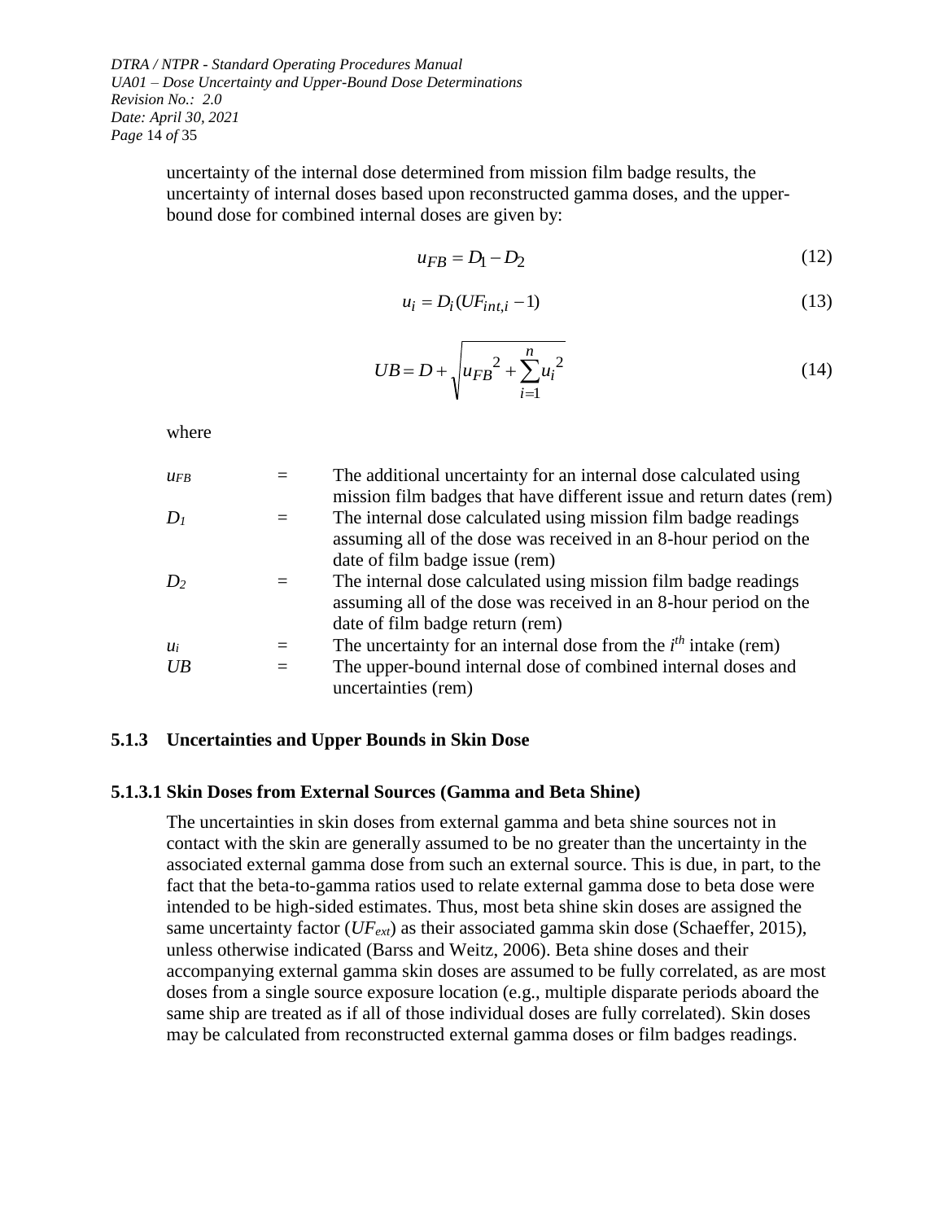uncertainty of the internal dose determined from mission film badge results, the uncertainty of internal doses based upon reconstructed gamma doses, and the upper-bound dose for combined internal doses are given by:

$$u_{FB} = D_1 - D_2 \tag{12}$$

$$u_i = D_i(UF_{int,i} - 1) \tag{13}$$

$$UB = D + \sqrt{u_{FB}^2 + \sum_{i=1}^{n} u_i^2} \tag{14}$$

where

| | | |
|---|---|---|
| $u_{FB}$ | = | The additional uncertainty for an internal dose calculated using mission film badges that have different issue and return dates (rem) |
| $D_1$ | = | The internal dose calculated using mission film badge readings assuming all of the dose was received in an 8-hour period on the date of film badge issue (rem) |
| $D_2$ | = | The internal dose calculated using mission film badge readings assuming all of the dose was received in an 8-hour period on the date of film badge return (rem) |
| $u_i$ | = | The uncertainty for an internal dose from the $i^{th}$ intake (rem) |
| $UB$ | = | The upper-bound internal dose of combined internal doses and uncertainties (rem) |

### 5.1.3 Uncertainties and Upper Bounds in Skin Dose

#### 5.1.3.1 Skin Doses from External Sources (Gamma and Beta Shine)

The uncertainties in skin doses from external gamma and beta shine sources not in contact with the skin are generally assumed to be no greater than the uncertainty in the associated external gamma dose from such an external source. This is due, in part, to the fact that the beta-to-gamma ratios used to relate external gamma dose to beta dose were intended to be high-sided estimates. Thus, most beta shine skin doses are assigned the same uncertainty factor ($UF_{ext}$) as their associated gamma skin dose (Schaeffer, 2015), unless otherwise indicated (Barss and Weitz, 2006). Beta shine doses and their accompanying external gamma skin doses are assumed to be fully correlated, as are most doses from a single source exposure location (e.g., multiple disparate periods aboard the same ship are treated as if all of those individual doses are fully correlated). Skin doses may be calculated from reconstructed external gamma doses or film badges readings.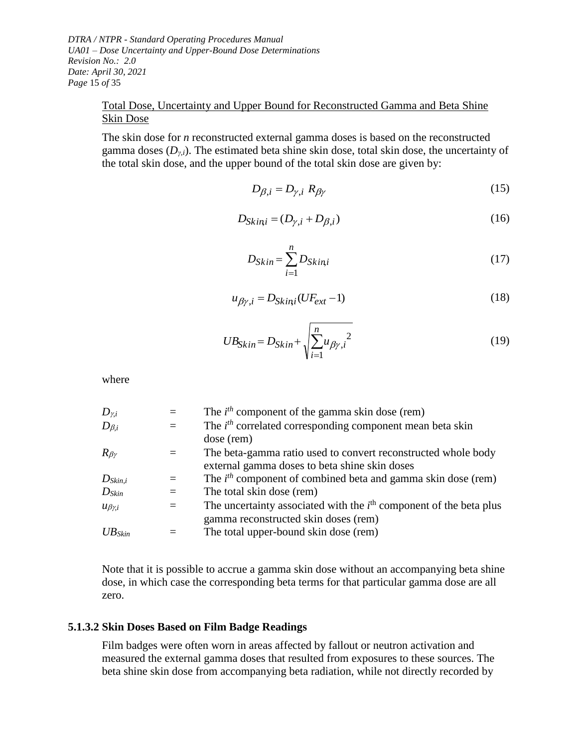Total Dose, Uncertainty and Upper Bound for Reconstructed Gamma and Beta Shine Skin Dose

The skin dose for *n* reconstructed external gamma doses is based on the reconstructed gamma doses ($D_{\gamma,i}$). The estimated beta shine skin dose, total skin dose, the uncertainty of the total skin dose, and the upper bound of the total skin dose are given by:

$$D_{\beta,i} = D_{\gamma,i}\ R_{\beta\gamma} \tag{15}$$

$$D_{Skin,i} = (D_{\gamma,i} + D_{\beta,i}) \tag{16}$$

$$D_{Skin} = \sum_{i=1}^{n} D_{Skin,i} \tag{17}$$

$$u_{\beta\gamma,i} = D_{Skin,i}(UF_{ext} - 1) \tag{18}$$

$$UB_{Skin} = D_{Skin} + \sqrt{\sum_{i=1}^{n} {u_{\beta\gamma,i}}^{2}} \tag{19}$$

where

| | | |
|---|---|---|
| $D_{\gamma,i}$ | = | The $i^{th}$ component of the gamma skin dose (rem) |
| $D_{\beta,i}$ | = | The $i^{th}$ correlated corresponding component mean beta skin dose (rem) |
| $R_{\beta\gamma}$ | = | The beta-gamma ratio used to convert reconstructed whole body external gamma doses to beta shine skin doses |
| $D_{Skin,i}$ | = | The $i^{th}$ component of combined beta and gamma skin dose (rem) |
| $D_{Skin}$ | = | The total skin dose (rem) |
| $u_{\beta\gamma,i}$ | = | The uncertainty associated with the $i^{th}$ component of the beta plus gamma reconstructed skin doses (rem) |
| $UB_{Skin}$ | = | The total upper-bound skin dose (rem) |

Note that it is possible to accrue a gamma skin dose without an accompanying beta shine dose, in which case the corresponding beta terms for that particular gamma dose are all zero.

### 5.1.3.2 Skin Doses Based on Film Badge Readings

Film badges were often worn in areas affected by fallout or neutron activation and measured the external gamma doses that resulted from exposures to these sources. The beta shine skin dose from accompanying beta radiation, while not directly recorded by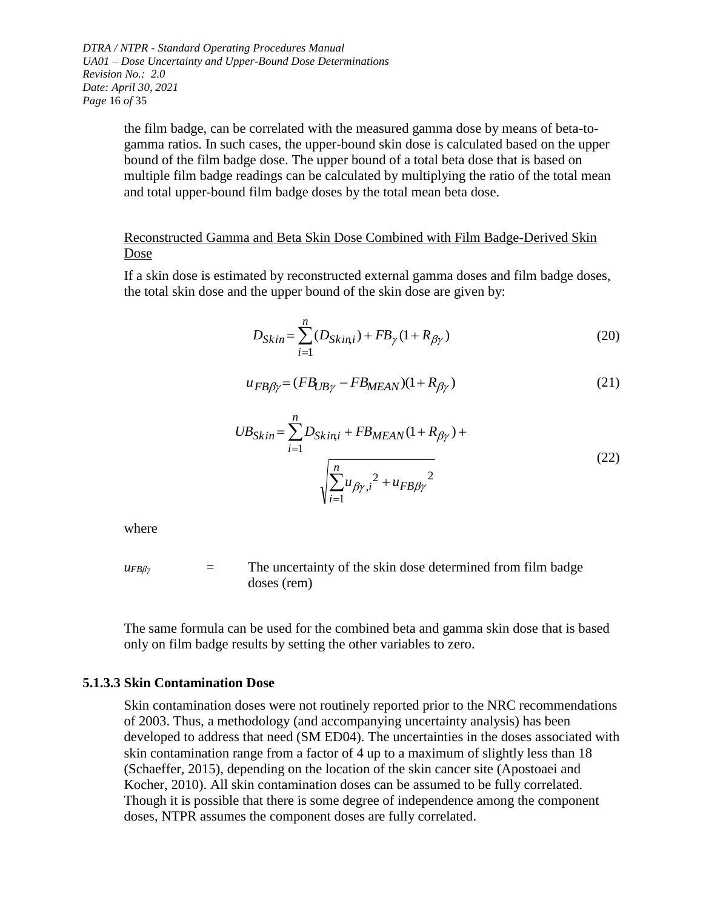the film badge, can be correlated with the measured gamma dose by means of beta-to-gamma ratios. In such cases, the upper-bound skin dose is calculated based on the upper bound of the film badge dose. The upper bound of a total beta dose that is based on multiple film badge readings can be calculated by multiplying the ratio of the total mean and total upper-bound film badge doses by the total mean beta dose.

<u>Reconstructed Gamma and Beta Skin Dose Combined with Film Badge-Derived Skin Dose</u>

If a skin dose is estimated by reconstructed external gamma doses and film badge doses, the total skin dose and the upper bound of the skin dose are given by:

$$D_{Skin} = \sum_{i=1}^{n} (D_{Skin,i}) + FB_{\gamma}(1 + R_{\beta\gamma}) \quad (20)$$

$$u_{FB\beta\gamma} = (FB_{UB\gamma} - FB_{MEAN})(1 + R_{\beta\gamma}) \quad (21)$$

$$UB_{Skin} = \sum_{i=1}^{n} D_{Skin,i} + FB_{MEAN}(1 + R_{\beta\gamma}) + \sqrt{\sum_{i=1}^{n} u_{\beta\gamma,i}^{2} + u_{FB\beta\gamma}^{2}} \quad (22)$$

where

$u_{FB\beta\gamma}$ = The uncertainty of the skin dose determined from film badge doses (rem)

The same formula can be used for the combined beta and gamma skin dose that is based only on film badge results by setting the other variables to zero.

#### 5.1.3.3 Skin Contamination Dose

Skin contamination doses were not routinely reported prior to the NRC recommendations of 2003. Thus, a methodology (and accompanying uncertainty analysis) has been developed to address that need (SM ED04). The uncertainties in the doses associated with skin contamination range from a factor of 4 up to a maximum of slightly less than 18 (Schaeffer, 2015), depending on the location of the skin cancer site (Apostoaei and Kocher, 2010). All skin contamination doses can be assumed to be fully correlated. Though it is possible that there is some degree of independence among the component doses, NTPR assumes the component doses are fully correlated.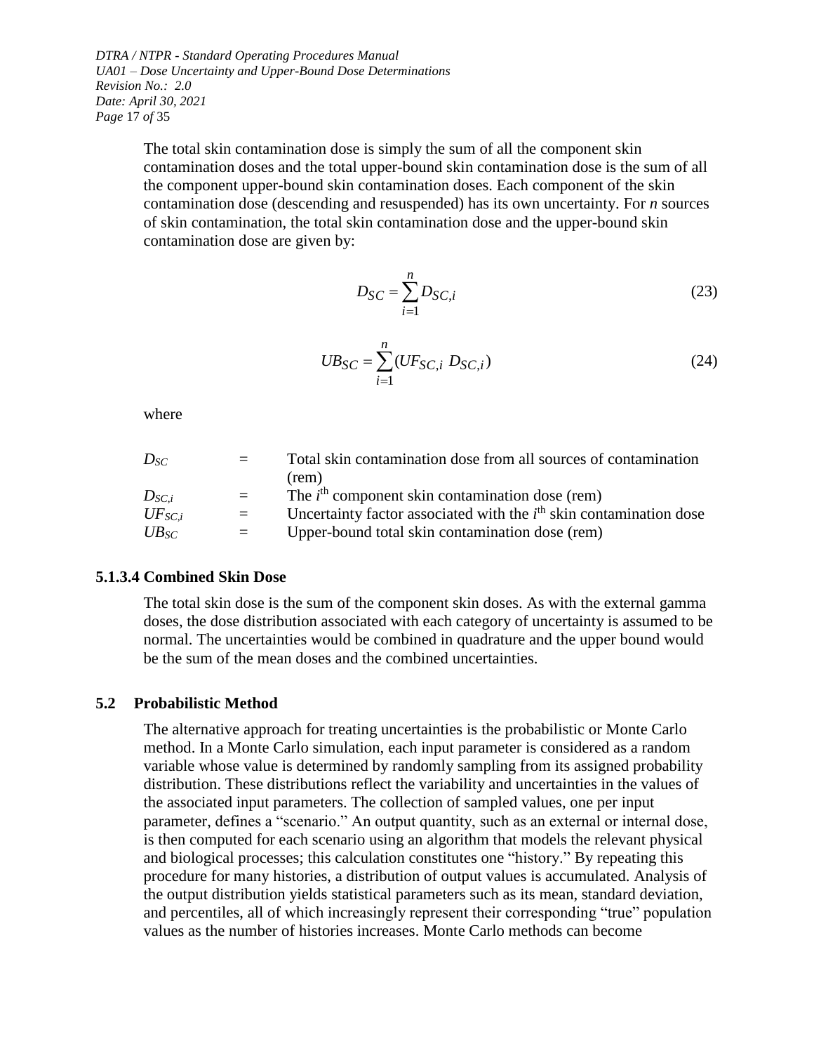The total skin contamination dose is simply the sum of all the component skin contamination doses and the total upper-bound skin contamination dose is the sum of all the component upper-bound skin contamination doses. Each component of the skin contamination dose (descending and resuspended) has its own uncertainty. For *n* sources of skin contamination, the total skin contamination dose and the upper-bound skin contamination dose are given by:

$$D_{SC} = \sum_{i=1}^{n} D_{SC,i} \tag{23}$$

$$UB_{SC} = \sum_{i=1}^{n} (UF_{SC,i}\ D_{SC,i}) \tag{24}$$

where

| | | |
|---|---|---|
| $D_{SC}$ | = | Total skin contamination dose from all sources of contamination (rem) |
| $D_{SC,i}$ | = | The $i^{th}$ component skin contamination dose (rem) |
| $UF_{SC,i}$ | = | Uncertainty factor associated with the $i^{th}$ skin contamination dose |
| $UB_{SC}$ | = | Upper-bound total skin contamination dose (rem) |

#### 5.1.3.4 Combined Skin Dose

The total skin dose is the sum of the component skin doses. As with the external gamma doses, the dose distribution associated with each category of uncertainty is assumed to be normal. The uncertainties would be combined in quadrature and the upper bound would be the sum of the mean doses and the combined uncertainties.

## 5.2 Probabilistic Method

The alternative approach for treating uncertainties is the probabilistic or Monte Carlo method. In a Monte Carlo simulation, each input parameter is considered as a random variable whose value is determined by randomly sampling from its assigned probability distribution. These distributions reflect the variability and uncertainties in the values of the associated input parameters. The collection of sampled values, one per input parameter, defines a "scenario." An output quantity, such as an external or internal dose, is then computed for each scenario using an algorithm that models the relevant physical and biological processes; this calculation constitutes one "history." By repeating this procedure for many histories, a distribution of output values is accumulated. Analysis of the output distribution yields statistical parameters such as its mean, standard deviation, and percentiles, all of which increasingly represent their corresponding "true" population values as the number of histories increases. Monte Carlo methods can become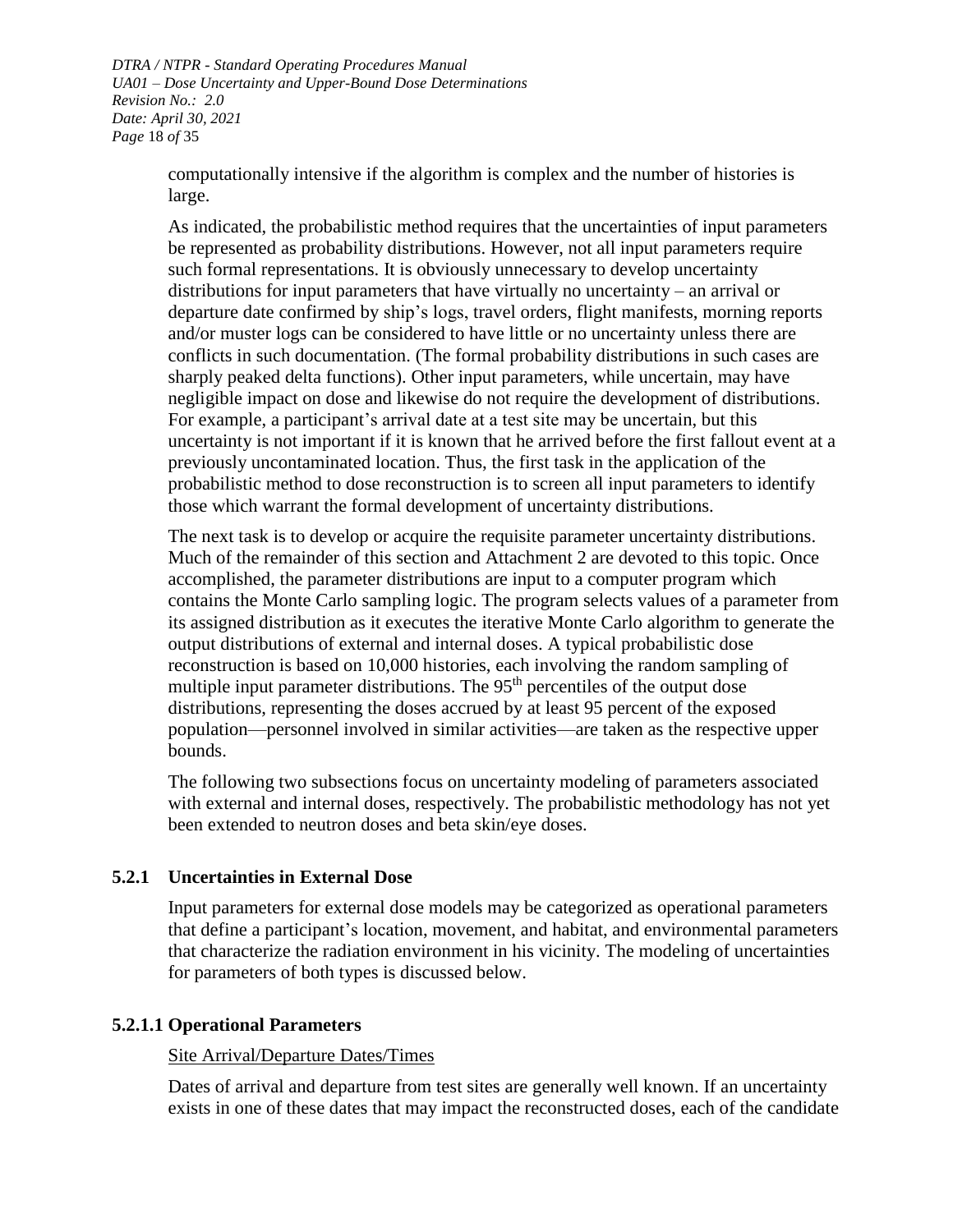computationally intensive if the algorithm is complex and the number of histories is large.

As indicated, the probabilistic method requires that the uncertainties of input parameters be represented as probability distributions. However, not all input parameters require such formal representations. It is obviously unnecessary to develop uncertainty distributions for input parameters that have virtually no uncertainty – an arrival or departure date confirmed by ship's logs, travel orders, flight manifests, morning reports and/or muster logs can be considered to have little or no uncertainty unless there are conflicts in such documentation. (The formal probability distributions in such cases are sharply peaked delta functions). Other input parameters, while uncertain, may have negligible impact on dose and likewise do not require the development of distributions. For example, a participant's arrival date at a test site may be uncertain, but this uncertainty is not important if it is known that he arrived before the first fallout event at a previously uncontaminated location. Thus, the first task in the application of the probabilistic method to dose reconstruction is to screen all input parameters to identify those which warrant the formal development of uncertainty distributions.

The next task is to develop or acquire the requisite parameter uncertainty distributions. Much of the remainder of this section and Attachment 2 are devoted to this topic. Once accomplished, the parameter distributions are input to a computer program which contains the Monte Carlo sampling logic. The program selects values of a parameter from its assigned distribution as it executes the iterative Monte Carlo algorithm to generate the output distributions of external and internal doses. A typical probabilistic dose reconstruction is based on 10,000 histories, each involving the random sampling of multiple input parameter distributions. The 95$^{th}$ percentiles of the output dose distributions, representing the doses accrued by at least 95 percent of the exposed population—personnel involved in similar activities—are taken as the respective upper bounds.

The following two subsections focus on uncertainty modeling of parameters associated with external and internal doses, respectively. The probabilistic methodology has not yet been extended to neutron doses and beta skin/eye doses.

### 5.2.1 Uncertainties in External Dose

Input parameters for external dose models may be categorized as operational parameters that define a participant's location, movement, and habitat, and environmental parameters that characterize the radiation environment in his vicinity. The modeling of uncertainties for parameters of both types is discussed below.

#### 5.2.1.1 Operational Parameters

Site Arrival/Departure Dates/Times

Dates of arrival and departure from test sites are generally well known. If an uncertainty exists in one of these dates that may impact the reconstructed doses, each of the candidate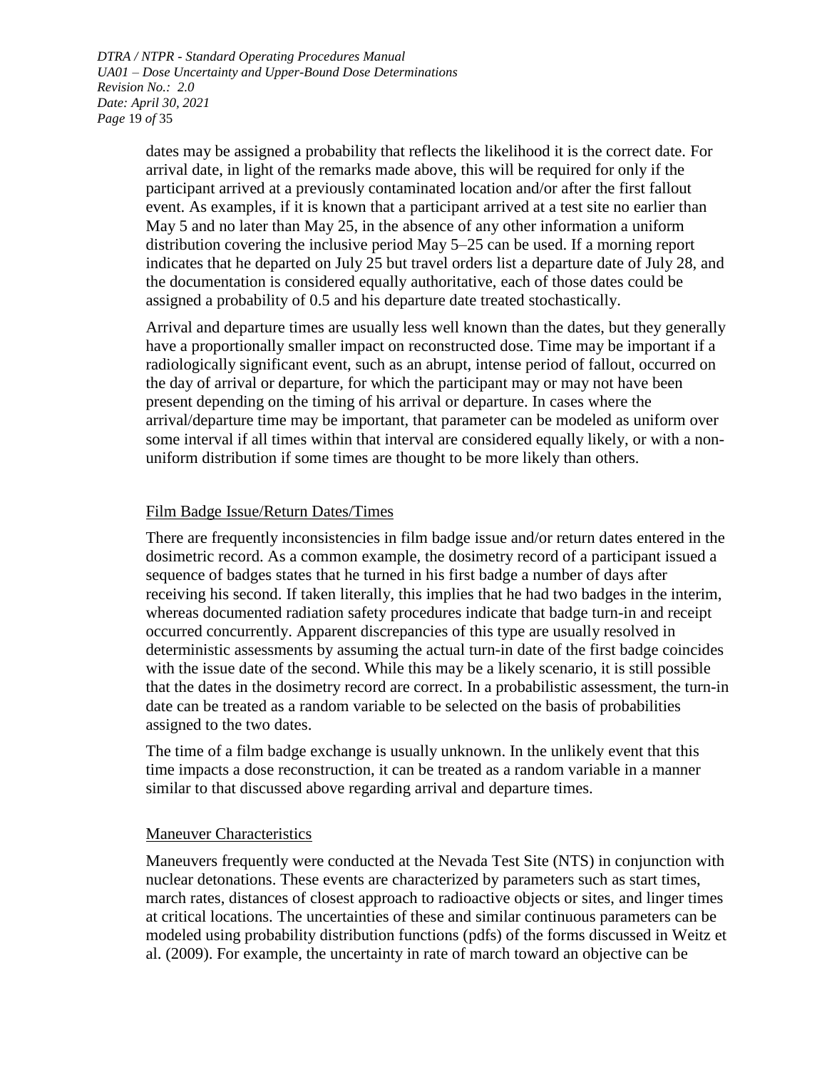dates may be assigned a probability that reflects the likelihood it is the correct date. For arrival date, in light of the remarks made above, this will be required for only if the participant arrived at a previously contaminated location and/or after the first fallout event. As examples, if it is known that a participant arrived at a test site no earlier than May 5 and no later than May 25, in the absence of any other information a uniform distribution covering the inclusive period May 5–25 can be used. If a morning report indicates that he departed on July 25 but travel orders list a departure date of July 28, and the documentation is considered equally authoritative, each of those dates could be assigned a probability of 0.5 and his departure date treated stochastically.

Arrival and departure times are usually less well known than the dates, but they generally have a proportionally smaller impact on reconstructed dose. Time may be important if a radiologically significant event, such as an abrupt, intense period of fallout, occurred on the day of arrival or departure, for which the participant may or may not have been present depending on the timing of his arrival or departure. In cases where the arrival/departure time may be important, that parameter can be modeled as uniform over some interval if all times within that interval are considered equally likely, or with a non-uniform distribution if some times are thought to be more likely than others.

### Film Badge Issue/Return Dates/Times

There are frequently inconsistencies in film badge issue and/or return dates entered in the dosimetric record. As a common example, the dosimetry record of a participant issued a sequence of badges states that he turned in his first badge a number of days after receiving his second. If taken literally, this implies that he had two badges in the interim, whereas documented radiation safety procedures indicate that badge turn-in and receipt occurred concurrently. Apparent discrepancies of this type are usually resolved in deterministic assessments by assuming the actual turn-in date of the first badge coincides with the issue date of the second. While this may be a likely scenario, it is still possible that the dates in the dosimetry record are correct. In a probabilistic assessment, the turn-in date can be treated as a random variable to be selected on the basis of probabilities assigned to the two dates.

The time of a film badge exchange is usually unknown. In the unlikely event that this time impacts a dose reconstruction, it can be treated as a random variable in a manner similar to that discussed above regarding arrival and departure times.

### Maneuver Characteristics

Maneuvers frequently were conducted at the Nevada Test Site (NTS) in conjunction with nuclear detonations. These events are characterized by parameters such as start times, march rates, distances of closest approach to radioactive objects or sites, and linger times at critical locations. The uncertainties of these and similar continuous parameters can be modeled using probability distribution functions (pdfs) of the forms discussed in Weitz et al. (2009). For example, the uncertainty in rate of march toward an objective can be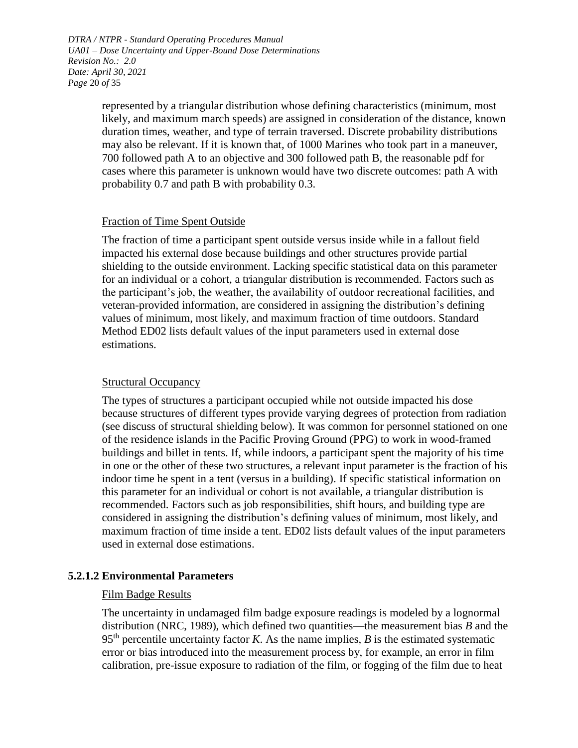represented by a triangular distribution whose defining characteristics (minimum, most likely, and maximum march speeds) are assigned in consideration of the distance, known duration times, weather, and type of terrain traversed. Discrete probability distributions may also be relevant. If it is known that, of 1000 Marines who took part in a maneuver, 700 followed path A to an objective and 300 followed path B, the reasonable pdf for cases where this parameter is unknown would have two discrete outcomes: path A with probability 0.7 and path B with probability 0.3.

Fraction of Time Spent Outside

The fraction of time a participant spent outside versus inside while in a fallout field impacted his external dose because buildings and other structures provide partial shielding to the outside environment. Lacking specific statistical data on this parameter for an individual or a cohort, a triangular distribution is recommended. Factors such as the participant's job, the weather, the availability of outdoor recreational facilities, and veteran-provided information, are considered in assigning the distribution's defining values of minimum, most likely, and maximum fraction of time outdoors. Standard Method ED02 lists default values of the input parameters used in external dose estimations.

Structural Occupancy

The types of structures a participant occupied while not outside impacted his dose because structures of different types provide varying degrees of protection from radiation (see discuss of structural shielding below). It was common for personnel stationed on one of the residence islands in the Pacific Proving Ground (PPG) to work in wood-framed buildings and billet in tents. If, while indoors, a participant spent the majority of his time in one or the other of these two structures, a relevant input parameter is the fraction of his indoor time he spent in a tent (versus in a building). If specific statistical information on this parameter for an individual or cohort is not available, a triangular distribution is recommended. Factors such as job responsibilities, shift hours, and building type are considered in assigning the distribution's defining values of minimum, most likely, and maximum fraction of time inside a tent. ED02 lists default values of the input parameters used in external dose estimations.

### 5.2.1.2 Environmental Parameters

Film Badge Results

The uncertainty in undamaged film badge exposure readings is modeled by a lognormal distribution (NRC, 1989), which defined two quantities—the measurement bias *B* and the 95th percentile uncertainty factor *K*. As the name implies, *B* is the estimated systematic error or bias introduced into the measurement process by, for example, an error in film calibration, pre-issue exposure to radiation of the film, or fogging of the film due to heat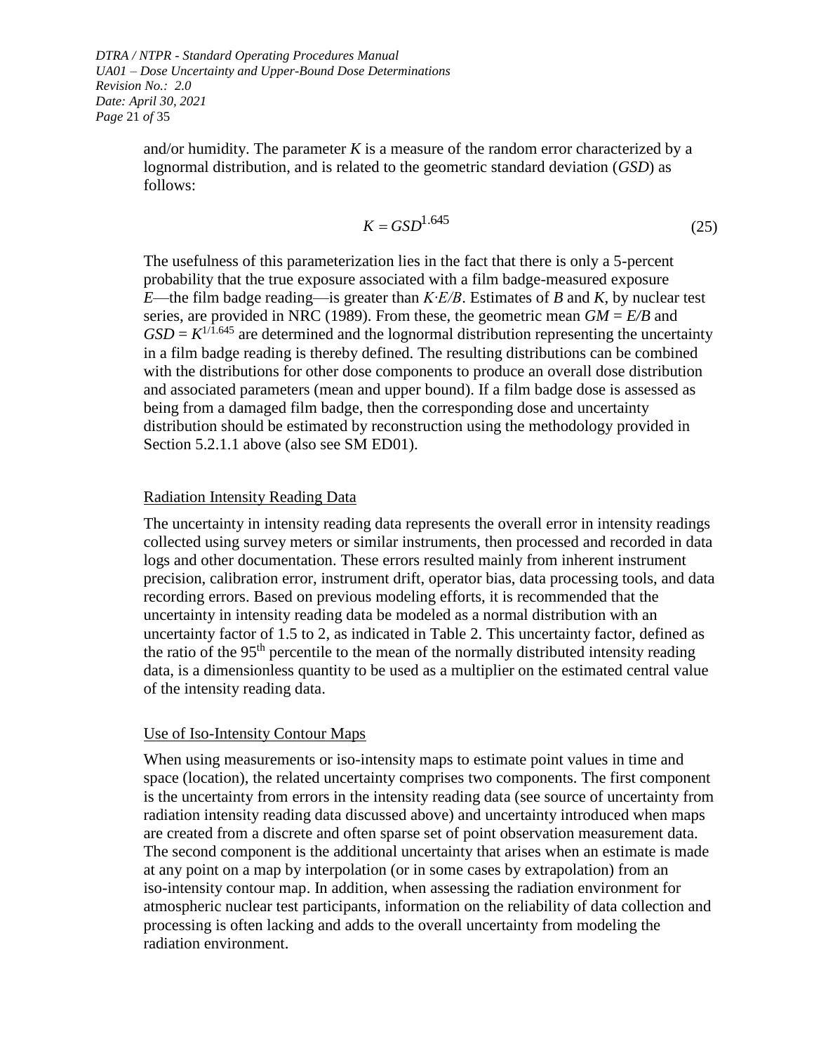and/or humidity. The parameter $K$ is a measure of the random error characterized by a lognormal distribution, and is related to the geometric standard deviation ($GSD$) as follows:

$$K = GSD^{1.645} \tag{25}$$

The usefulness of this parameterization lies in the fact that there is only a 5-percent probability that the true exposure associated with a film badge-measured exposure $E$—the film badge reading—is greater than $K{\cdot}E/B$. Estimates of $B$ and $K$, by nuclear test series, are provided in NRC (1989). From these, the geometric mean $GM = E/B$ and $GSD = K^{1/1.645}$ are determined and the lognormal distribution representing the uncertainty in a film badge reading is thereby defined. The resulting distributions can be combined with the distributions for other dose components to produce an overall dose distribution and associated parameters (mean and upper bound). If a film badge dose is assessed as being from a damaged film badge, then the corresponding dose and uncertainty distribution should be estimated by reconstruction using the methodology provided in Section 5.2.1.1 above (also see SM ED01).

Radiation Intensity Reading Data

The uncertainty in intensity reading data represents the overall error in intensity readings collected using survey meters or similar instruments, then processed and recorded in data logs and other documentation. These errors resulted mainly from inherent instrument precision, calibration error, instrument drift, operator bias, data processing tools, and data recording errors. Based on previous modeling efforts, it is recommended that the uncertainty in intensity reading data be modeled as a normal distribution with an uncertainty factor of 1.5 to 2, as indicated in Table 2. This uncertainty factor, defined as the ratio of the $95^{th}$ percentile to the mean of the normally distributed intensity reading data, is a dimensionless quantity to be used as a multiplier on the estimated central value of the intensity reading data.

Use of Iso-Intensity Contour Maps

When using measurements or iso-intensity maps to estimate point values in time and space (location), the related uncertainty comprises two components. The first component is the uncertainty from errors in the intensity reading data (see source of uncertainty from radiation intensity reading data discussed above) and uncertainty introduced when maps are created from a discrete and often sparse set of point observation measurement data. The second component is the additional uncertainty that arises when an estimate is made at any point on a map by interpolation (or in some cases by extrapolation) from an iso-intensity contour map. In addition, when assessing the radiation environment for atmospheric nuclear test participants, information on the reliability of data collection and processing is often lacking and adds to the overall uncertainty from modeling the radiation environment.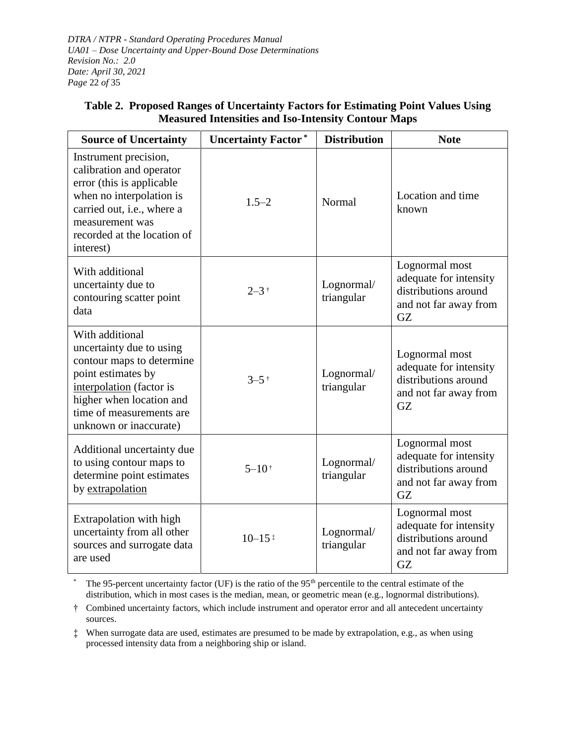**Table 2. Proposed Ranges of Uncertainty Factors for Estimating Point Values Using Measured Intensities and Iso-Intensity Contour Maps**

| Source of Uncertainty | Uncertainty Factor * | Distribution | Note |
|---|---|---|---|
| Instrument precision, calibration and operator error (this is applicable when no interpolation is carried out, i.e., where a measurement was recorded at the location of interest) | 1.5–2 | Normal | Location and time known |
| With additional uncertainty due to contouring scatter point data | 2–3 † | Lognormal/ triangular | Lognormal most adequate for intensity distributions around and not far away from GZ |
| With additional uncertainty due to using contour maps to determine point estimates by <u>interpolation</u> (factor is higher when location and time of measurements are unknown or inaccurate) | 3–5 † | Lognormal/ triangular | Lognormal most adequate for intensity distributions around and not far away from GZ |
| Additional uncertainty due to using contour maps to determine point estimates by <u>extrapolation</u> | 5–10 † | Lognormal/ triangular | Lognormal most adequate for intensity distributions around and not far away from GZ |
| Extrapolation with high uncertainty from all other sources and surrogate data are used | 10–15 ‡ | Lognormal/ triangular | Lognormal most adequate for intensity distributions around and not far away from GZ |

\* The 95-percent uncertainty factor (UF) is the ratio of the 95th percentile to the central estimate of the distribution, which in most cases is the median, mean, or geometric mean (e.g., lognormal distributions).

† Combined uncertainty factors, which include instrument and operator error and all antecedent uncertainty sources.

‡ When surrogate data are used, estimates are presumed to be made by extrapolation, e.g., as when using processed intensity data from a neighboring ship or island.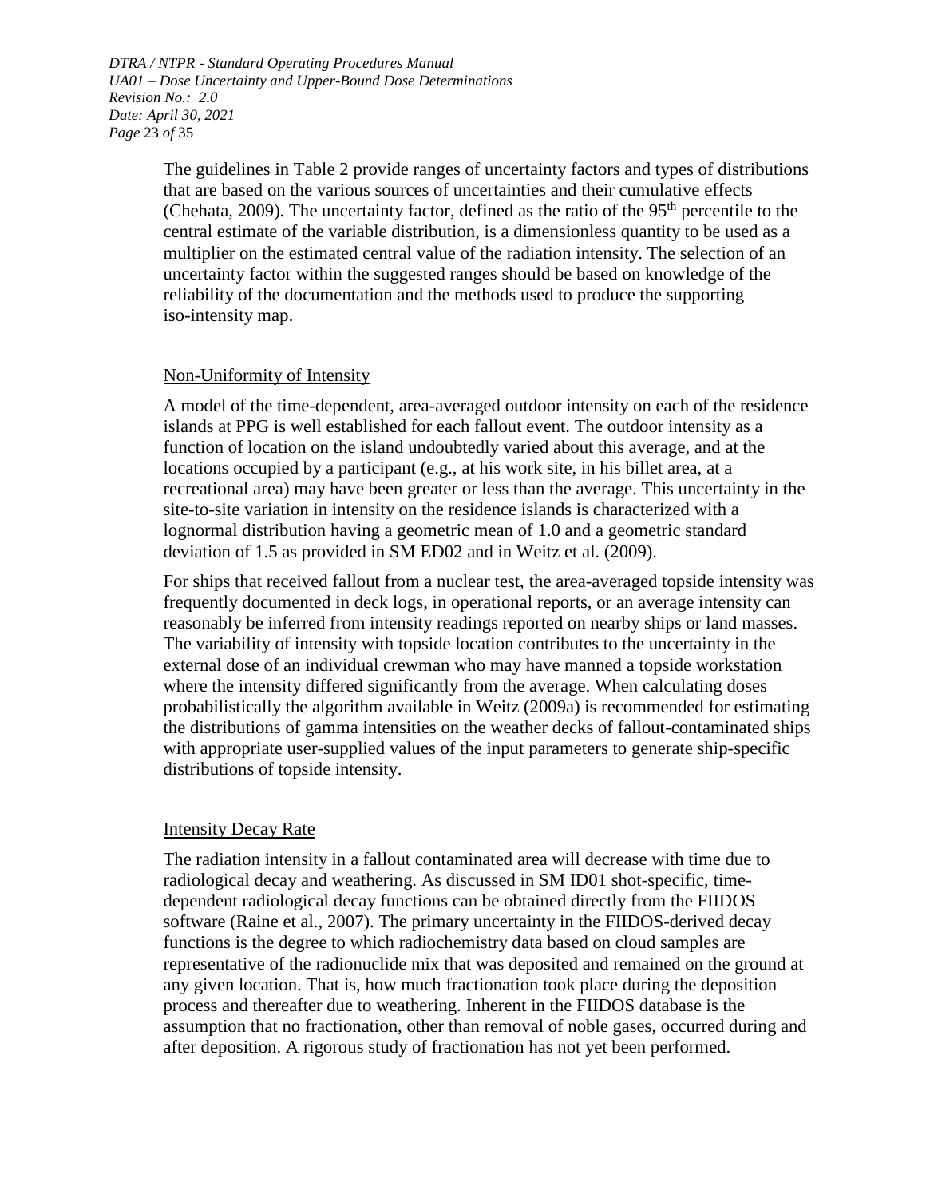The guidelines in Table 2 provide ranges of uncertainty factors and types of distributions that are based on the various sources of uncertainties and their cumulative effects (Chehata, 2009). The uncertainty factor, defined as the ratio of the 95th percentile to the central estimate of the variable distribution, is a dimensionless quantity to be used as a multiplier on the estimated central value of the radiation intensity. The selection of an uncertainty factor within the suggested ranges should be based on knowledge of the reliability of the documentation and the methods used to produce the supporting iso-intensity map.

Non-Uniformity of Intensity

A model of the time-dependent, area-averaged outdoor intensity on each of the residence islands at PPG is well established for each fallout event. The outdoor intensity as a function of location on the island undoubtedly varied about this average, and at the locations occupied by a participant (e.g., at his work site, in his billet area, at a recreational area) may have been greater or less than the average. This uncertainty in the site-to-site variation in intensity on the residence islands is characterized with a lognormal distribution having a geometric mean of 1.0 and a geometric standard deviation of 1.5 as provided in SM ED02 and in Weitz et al. (2009).

For ships that received fallout from a nuclear test, the area-averaged topside intensity was frequently documented in deck logs, in operational reports, or an average intensity can reasonably be inferred from intensity readings reported on nearby ships or land masses. The variability of intensity with topside location contributes to the uncertainty in the external dose of an individual crewman who may have manned a topside workstation where the intensity differed significantly from the average. When calculating doses probabilistically the algorithm available in Weitz (2009a) is recommended for estimating the distributions of gamma intensities on the weather decks of fallout-contaminated ships with appropriate user-supplied values of the input parameters to generate ship-specific distributions of topside intensity.

Intensity Decay Rate

The radiation intensity in a fallout contaminated area will decrease with time due to radiological decay and weathering. As discussed in SM ID01 shot-specific, time-dependent radiological decay functions can be obtained directly from the FIIDOS software (Raine et al., 2007). The primary uncertainty in the FIIDOS-derived decay functions is the degree to which radiochemistry data based on cloud samples are representative of the radionuclide mix that was deposited and remained on the ground at any given location. That is, how much fractionation took place during the deposition process and thereafter due to weathering. Inherent in the FIIDOS database is the assumption that no fractionation, other than removal of noble gases, occurred during and after deposition. A rigorous study of fractionation has not yet been performed.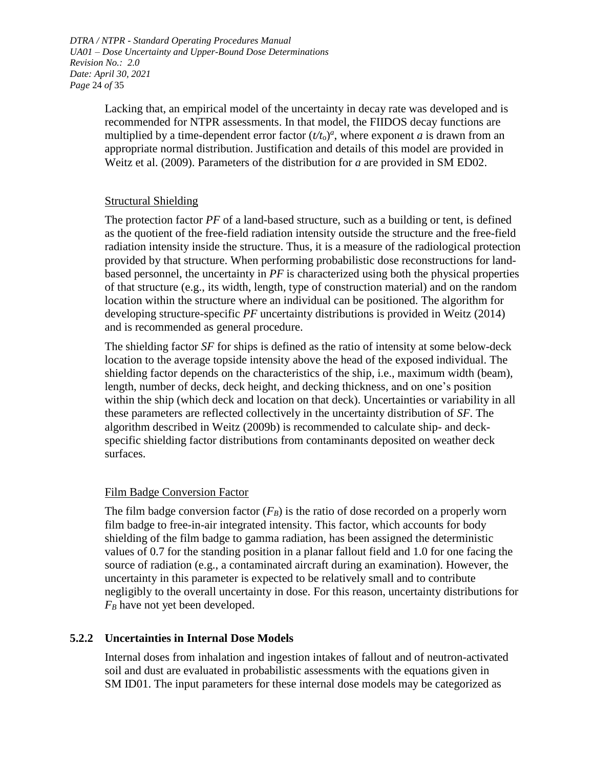Lacking that, an empirical model of the uncertainty in decay rate was developed and is recommended for NTPR assessments. In that model, the FIIDOS decay functions are multiplied by a time-dependent error factor $(t/t_o)^a$, where exponent *a* is drawn from an appropriate normal distribution. Justification and details of this model are provided in Weitz et al. (2009). Parameters of the distribution for *a* are provided in SM ED02.

Structural Shielding

The protection factor *PF* of a land-based structure, such as a building or tent, is defined as the quotient of the free-field radiation intensity outside the structure and the free-field radiation intensity inside the structure. Thus, it is a measure of the radiological protection provided by that structure. When performing probabilistic dose reconstructions for land-based personnel, the uncertainty in *PF* is characterized using both the physical properties of that structure (e.g., its width, length, type of construction material) and on the random location within the structure where an individual can be positioned. The algorithm for developing structure-specific *PF* uncertainty distributions is provided in Weitz (2014) and is recommended as general procedure.

The shielding factor *SF* for ships is defined as the ratio of intensity at some below-deck location to the average topside intensity above the head of the exposed individual. The shielding factor depends on the characteristics of the ship, i.e., maximum width (beam), length, number of decks, deck height, and decking thickness, and on one's position within the ship (which deck and location on that deck). Uncertainties or variability in all these parameters are reflected collectively in the uncertainty distribution of *SF*. The algorithm described in Weitz (2009b) is recommended to calculate ship- and deck-specific shielding factor distributions from contaminants deposited on weather deck surfaces.

Film Badge Conversion Factor

The film badge conversion factor ($F_B$) is the ratio of dose recorded on a properly worn film badge to free-in-air integrated intensity. This factor, which accounts for body shielding of the film badge to gamma radiation, has been assigned the deterministic values of 0.7 for the standing position in a planar fallout field and 1.0 for one facing the source of radiation (e.g., a contaminated aircraft during an examination). However, the uncertainty in this parameter is expected to be relatively small and to contribute negligibly to the overall uncertainty in dose. For this reason, uncertainty distributions for $F_B$ have not yet been developed.

### 5.2.2 Uncertainties in Internal Dose Models

Internal doses from inhalation and ingestion intakes of fallout and of neutron-activated soil and dust are evaluated in probabilistic assessments with the equations given in SM ID01. The input parameters for these internal dose models may be categorized as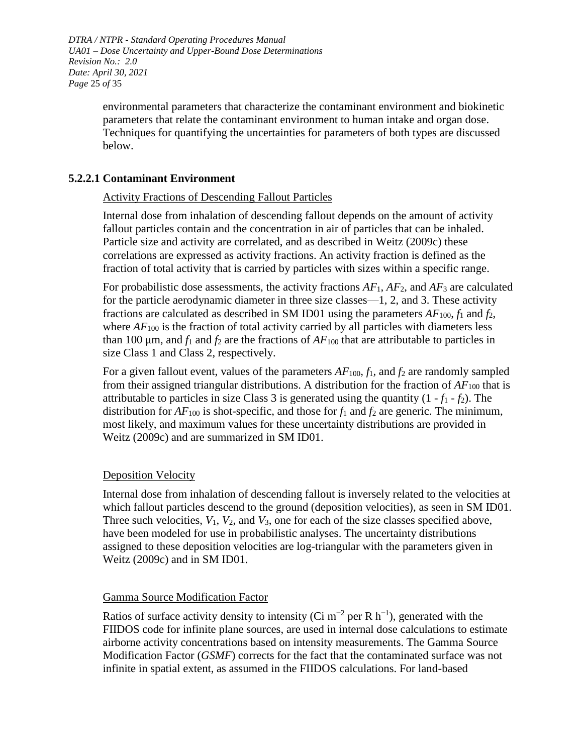environmental parameters that characterize the contaminant environment and biokinetic parameters that relate the contaminant environment to human intake and organ dose. Techniques for quantifying the uncertainties for parameters of both types are discussed below.

#### 5.2.2.1 Contaminant Environment

Activity Fractions of Descending Fallout Particles

Internal dose from inhalation of descending fallout depends on the amount of activity fallout particles contain and the concentration in air of particles that can be inhaled. Particle size and activity are correlated, and as described in Weitz (2009c) these correlations are expressed as activity fractions. An activity fraction is defined as the fraction of total activity that is carried by particles with sizes within a specific range.

For probabilistic dose assessments, the activity fractions $AF_1$, $AF_2$, and $AF_3$ are calculated for the particle aerodynamic diameter in three size classes—1, 2, and 3. These activity fractions are calculated as described in SM ID01 using the parameters $AF_{100}$, $f_1$ and $f_2$, where $AF_{100}$ is the fraction of total activity carried by all particles with diameters less than 100 μm, and $f_1$ and $f_2$ are the fractions of $AF_{100}$ that are attributable to particles in size Class 1 and Class 2, respectively.

For a given fallout event, values of the parameters $AF_{100}$, $f_1$, and $f_2$ are randomly sampled from their assigned triangular distributions. A distribution for the fraction of $AF_{100}$ that is attributable to particles in size Class 3 is generated using the quantity $(1 - f_1 - f_2)$. The distribution for $AF_{100}$ is shot-specific, and those for $f_1$ and $f_2$ are generic. The minimum, most likely, and maximum values for these uncertainty distributions are provided in Weitz (2009c) and are summarized in SM ID01.

Deposition Velocity

Internal dose from inhalation of descending fallout is inversely related to the velocities at which fallout particles descend to the ground (deposition velocities), as seen in SM ID01. Three such velocities, $V_1$, $V_2$, and $V_3$, one for each of the size classes specified above, have been modeled for use in probabilistic analyses. The uncertainty distributions assigned to these deposition velocities are log-triangular with the parameters given in Weitz (2009c) and in SM ID01.

Gamma Source Modification Factor

Ratios of surface activity density to intensity (Ci $m^{-2}$ per R $h^{-1}$), generated with the FIIDOS code for infinite plane sources, are used in internal dose calculations to estimate airborne activity concentrations based on intensity measurements. The Gamma Source Modification Factor (*GSMF*) corrects for the fact that the contaminated surface was not infinite in spatial extent, as assumed in the FIIDOS calculations. For land-based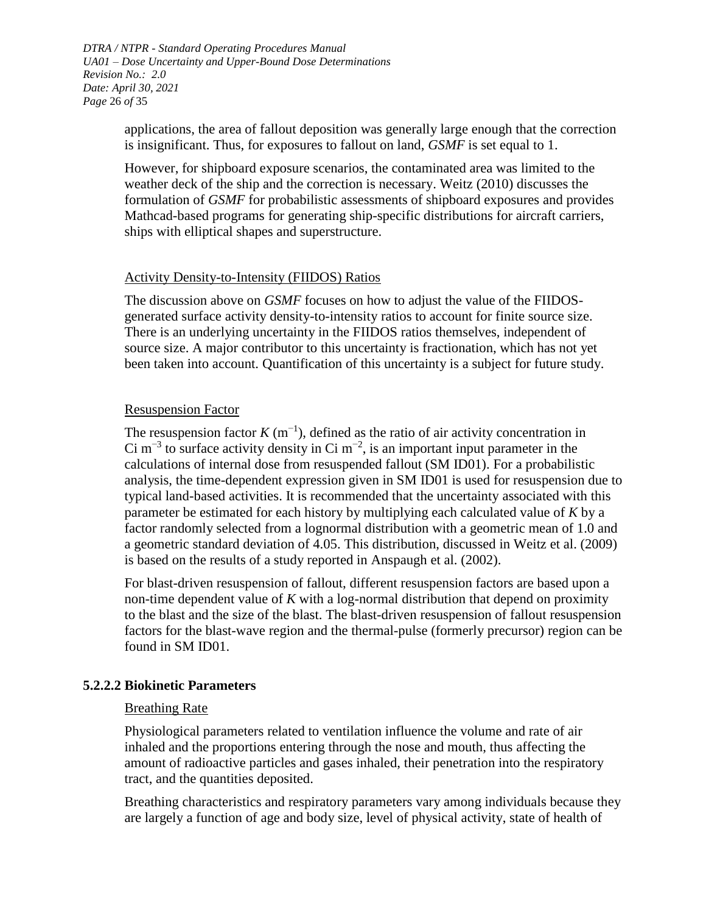applications, the area of fallout deposition was generally large enough that the correction is insignificant. Thus, for exposures to fallout on land, *GSMF* is set equal to 1.

However, for shipboard exposure scenarios, the contaminated area was limited to the weather deck of the ship and the correction is necessary. Weitz (2010) discusses the formulation of *GSMF* for probabilistic assessments of shipboard exposures and provides Mathcad-based programs for generating ship-specific distributions for aircraft carriers, ships with elliptical shapes and superstructure.

Activity Density-to-Intensity (FIIDOS) Ratios

The discussion above on *GSMF* focuses on how to adjust the value of the FIIDOS-generated surface activity density-to-intensity ratios to account for finite source size. There is an underlying uncertainty in the FIIDOS ratios themselves, independent of source size. A major contributor to this uncertainty is fractionation, which has not yet been taken into account. Quantification of this uncertainty is a subject for future study.

Resuspension Factor

The resuspension factor $K$ ($m^{-1}$), defined as the ratio of air activity concentration in Ci $m^{-3}$ to surface activity density in Ci $m^{-2}$, is an important input parameter in the calculations of internal dose from resuspended fallout (SM ID01). For a probabilistic analysis, the time-dependent expression given in SM ID01 is used for resuspension due to typical land-based activities. It is recommended that the uncertainty associated with this parameter be estimated for each history by multiplying each calculated value of $K$ by a factor randomly selected from a lognormal distribution with a geometric mean of 1.0 and a geometric standard deviation of 4.05. This distribution, discussed in Weitz et al. (2009) is based on the results of a study reported in Anspaugh et al. (2002).

For blast-driven resuspension of fallout, different resuspension factors are based upon a non-time dependent value of $K$ with a log-normal distribution that depend on proximity to the blast and the size of the blast. The blast-driven resuspension of fallout resuspension factors for the blast-wave region and the thermal-pulse (formerly precursor) region can be found in SM ID01.

### 5.2.2.2 Biokinetic Parameters

Breathing Rate

Physiological parameters related to ventilation influence the volume and rate of air inhaled and the proportions entering through the nose and mouth, thus affecting the amount of radioactive particles and gases inhaled, their penetration into the respiratory tract, and the quantities deposited.

Breathing characteristics and respiratory parameters vary among individuals because they are largely a function of age and body size, level of physical activity, state of health of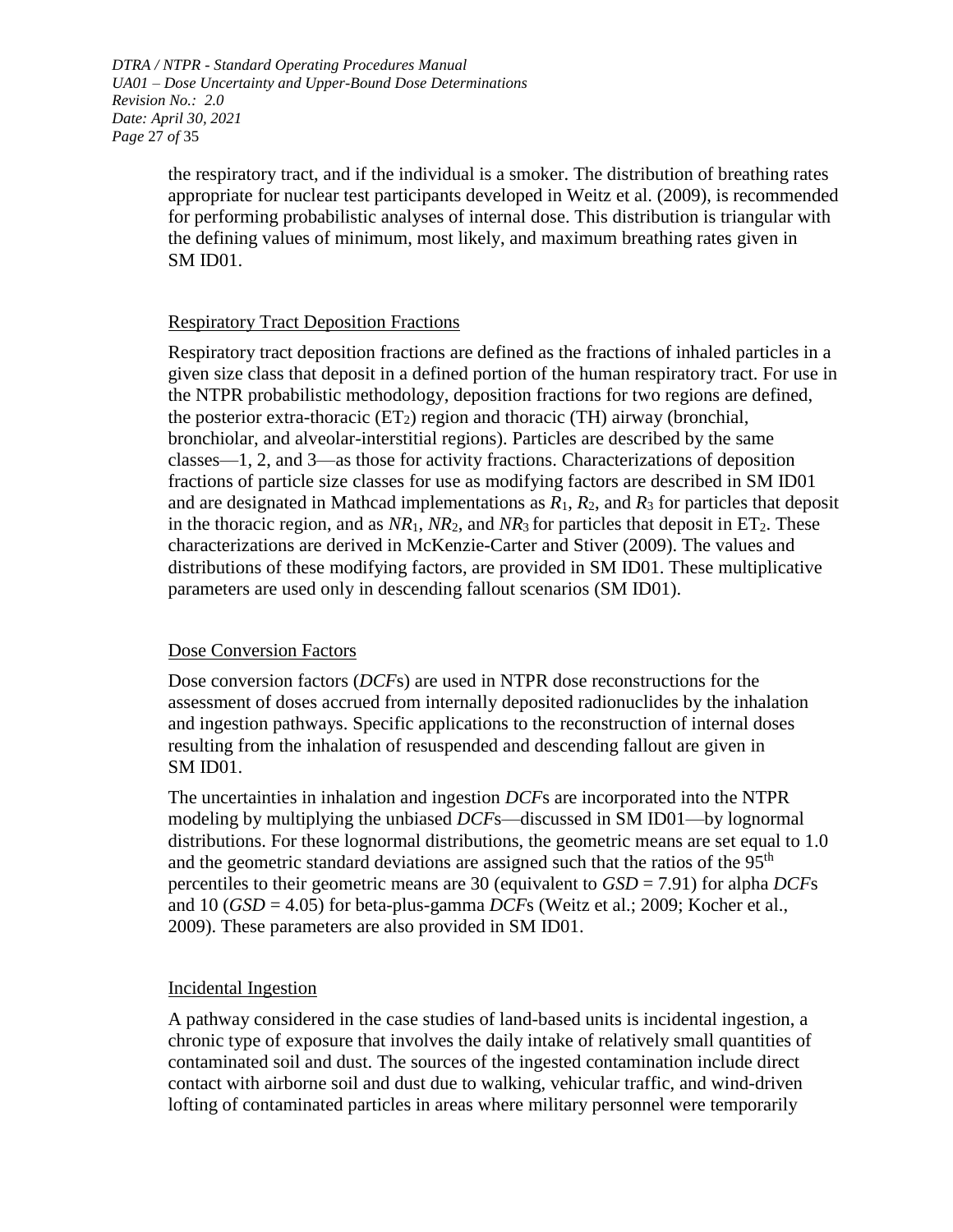the respiratory tract, and if the individual is a smoker. The distribution of breathing rates appropriate for nuclear test participants developed in Weitz et al. (2009), is recommended for performing probabilistic analyses of internal dose. This distribution is triangular with the defining values of minimum, most likely, and maximum breathing rates given in SM ID01.

## Respiratory Tract Deposition Fractions

Respiratory tract deposition fractions are defined as the fractions of inhaled particles in a given size class that deposit in a defined portion of the human respiratory tract. For use in the NTPR probabilistic methodology, deposition fractions for two regions are defined, the posterior extra-thoracic ($ET_2$) region and thoracic (TH) airway (bronchial, bronchiolar, and alveolar-interstitial regions). Particles are described by the same classes—1, 2, and 3—as those for activity fractions. Characterizations of deposition fractions of particle size classes for use as modifying factors are described in SM ID01 and are designated in Mathcad implementations as $R_1$, $R_2$, and $R_3$ for particles that deposit in the thoracic region, and as $NR_1$, $NR_2$, and $NR_3$ for particles that deposit in $ET_2$. These characterizations are derived in McKenzie-Carter and Stiver (2009). The values and distributions of these modifying factors, are provided in SM ID01. These multiplicative parameters are used only in descending fallout scenarios (SM ID01).

## Dose Conversion Factors

Dose conversion factors (*DCF*s) are used in NTPR dose reconstructions for the assessment of doses accrued from internally deposited radionuclides by the inhalation and ingestion pathways. Specific applications to the reconstruction of internal doses resulting from the inhalation of resuspended and descending fallout are given in SM ID01.

The uncertainties in inhalation and ingestion *DCF*s are incorporated into the NTPR modeling by multiplying the unbiased *DCF*s—discussed in SM ID01—by lognormal distributions. For these lognormal distributions, the geometric means are set equal to 1.0 and the geometric standard deviations are assigned such that the ratios of the 95$^{th}$ percentiles to their geometric means are 30 (equivalent to $GSD = 7.91$) for alpha *DCF*s and 10 ($GSD = 4.05$) for beta-plus-gamma *DCF*s (Weitz et al.; 2009; Kocher et al., 2009). These parameters are also provided in SM ID01.

## Incidental Ingestion

A pathway considered in the case studies of land-based units is incidental ingestion, a chronic type of exposure that involves the daily intake of relatively small quantities of contaminated soil and dust. The sources of the ingested contamination include direct contact with airborne soil and dust due to walking, vehicular traffic, and wind-driven lofting of contaminated particles in areas where military personnel were temporarily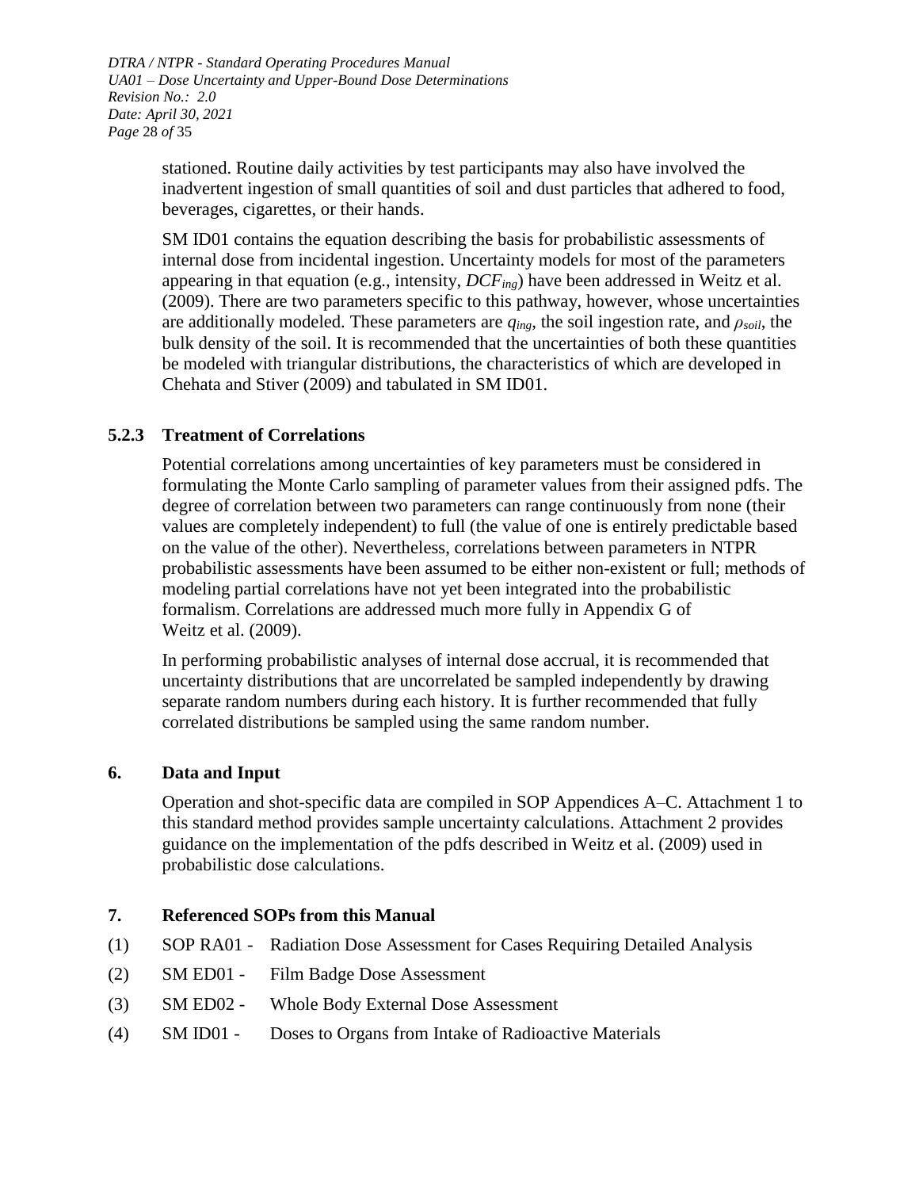stationed. Routine daily activities by test participants may also have involved the inadvertent ingestion of small quantities of soil and dust particles that adhered to food, beverages, cigarettes, or their hands.

SM ID01 contains the equation describing the basis for probabilistic assessments of internal dose from incidental ingestion. Uncertainty models for most of the parameters appearing in that equation (e.g., intensity, $DCF_{ing}$) have been addressed in Weitz et al. (2009). There are two parameters specific to this pathway, however, whose uncertainties are additionally modeled. These parameters are $q_{ing}$, the soil ingestion rate, and $\rho_{soil}$, the bulk density of the soil. It is recommended that the uncertainties of both these quantities be modeled with triangular distributions, the characteristics of which are developed in Chehata and Stiver (2009) and tabulated in SM ID01.

### 5.2.3 Treatment of Correlations

Potential correlations among uncertainties of key parameters must be considered in formulating the Monte Carlo sampling of parameter values from their assigned pdfs. The degree of correlation between two parameters can range continuously from none (their values are completely independent) to full (the value of one is entirely predictable based on the value of the other). Nevertheless, correlations between parameters in NTPR probabilistic assessments have been assumed to be either non-existent or full; methods of modeling partial correlations have not yet been integrated into the probabilistic formalism. Correlations are addressed much more fully in Appendix G of Weitz et al. (2009).

In performing probabilistic analyses of internal dose accrual, it is recommended that uncertainty distributions that are uncorrelated be sampled independently by drawing separate random numbers during each history. It is further recommended that fully correlated distributions be sampled using the same random number.

## 6. Data and Input

Operation and shot-specific data are compiled in SOP Appendices A–C. Attachment 1 to this standard method provides sample uncertainty calculations. Attachment 2 provides guidance on the implementation of the pdfs described in Weitz et al. (2009) used in probabilistic dose calculations.

## 7. Referenced SOPs from this Manual

(1) SOP RA01 - Radiation Dose Assessment for Cases Requiring Detailed Analysis

(2) SM ED01 - Film Badge Dose Assessment

(3) SM ED02 - Whole Body External Dose Assessment

(4) SM ID01 - Doses to Organs from Intake of Radioactive Materials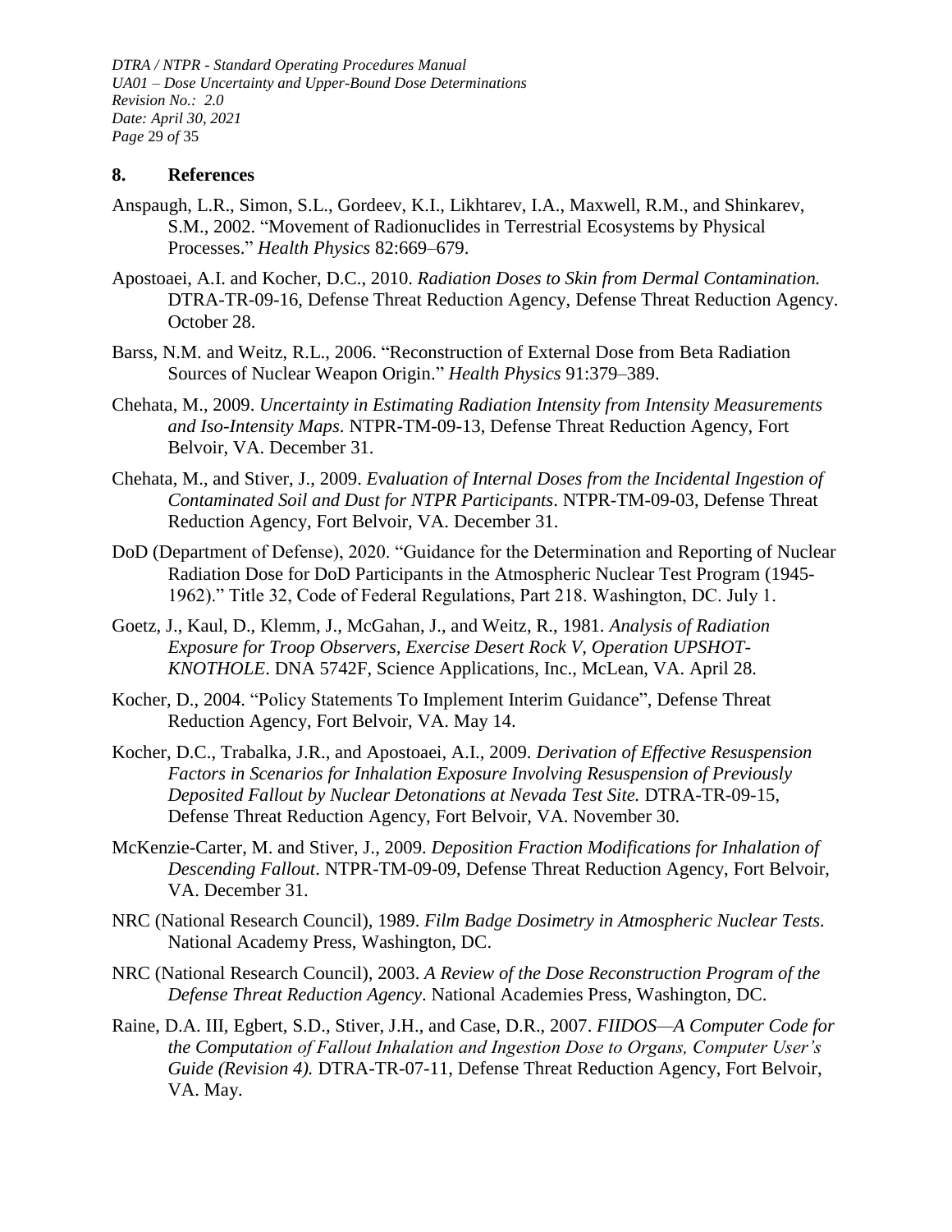## 8. References

Anspaugh, L.R., Simon, S.L., Gordeev, K.I., Likhtarev, I.A., Maxwell, R.M., and Shinkarev, S.M., 2002. "Movement of Radionuclides in Terrestrial Ecosystems by Physical Processes." *Health Physics* 82:669–679.

Apostoaei, A.I. and Kocher, D.C., 2010. *Radiation Doses to Skin from Dermal Contamination.* DTRA-TR-09-16, Defense Threat Reduction Agency, Defense Threat Reduction Agency. October 28.

Barss, N.M. and Weitz, R.L., 2006. "Reconstruction of External Dose from Beta Radiation Sources of Nuclear Weapon Origin." *Health Physics* 91:379–389.

Chehata, M., 2009. *Uncertainty in Estimating Radiation Intensity from Intensity Measurements and Iso-Intensity Maps*. NTPR-TM-09-13, Defense Threat Reduction Agency, Fort Belvoir, VA. December 31.

Chehata, M., and Stiver, J., 2009. *Evaluation of Internal Doses from the Incidental Ingestion of Contaminated Soil and Dust for NTPR Participants*. NTPR-TM-09-03, Defense Threat Reduction Agency, Fort Belvoir, VA. December 31.

DoD (Department of Defense), 2020. "Guidance for the Determination and Reporting of Nuclear Radiation Dose for DoD Participants in the Atmospheric Nuclear Test Program (1945-1962)." Title 32, Code of Federal Regulations, Part 218. Washington, DC. July 1.

Goetz, J., Kaul, D., Klemm, J., McGahan, J., and Weitz, R., 1981. *Analysis of Radiation Exposure for Troop Observers, Exercise Desert Rock V, Operation UPSHOT-KNOTHOLE*. DNA 5742F, Science Applications, Inc., McLean, VA. April 28.

Kocher, D., 2004. "Policy Statements To Implement Interim Guidance", Defense Threat Reduction Agency, Fort Belvoir, VA. May 14.

Kocher, D.C., Trabalka, J.R., and Apostoaei, A.I., 2009. *Derivation of Effective Resuspension Factors in Scenarios for Inhalation Exposure Involving Resuspension of Previously Deposited Fallout by Nuclear Detonations at Nevada Test Site.* DTRA-TR-09-15, Defense Threat Reduction Agency, Fort Belvoir, VA. November 30.

McKenzie-Carter, M. and Stiver, J., 2009. *Deposition Fraction Modifications for Inhalation of Descending Fallout*. NTPR-TM-09-09, Defense Threat Reduction Agency, Fort Belvoir, VA. December 31.

NRC (National Research Council), 1989. *Film Badge Dosimetry in Atmospheric Nuclear Tests.* National Academy Press, Washington, DC.

NRC (National Research Council), 2003. *A Review of the Dose Reconstruction Program of the Defense Threat Reduction Agency*. National Academies Press, Washington, DC.

Raine, D.A. III, Egbert, S.D., Stiver, J.H., and Case, D.R., 2007. *FIIDOS—A Computer Code for the Computation of Fallout Inhalation and Ingestion Dose to Organs, Computer User's Guide (Revision 4).* DTRA-TR-07-11, Defense Threat Reduction Agency, Fort Belvoir, VA. May.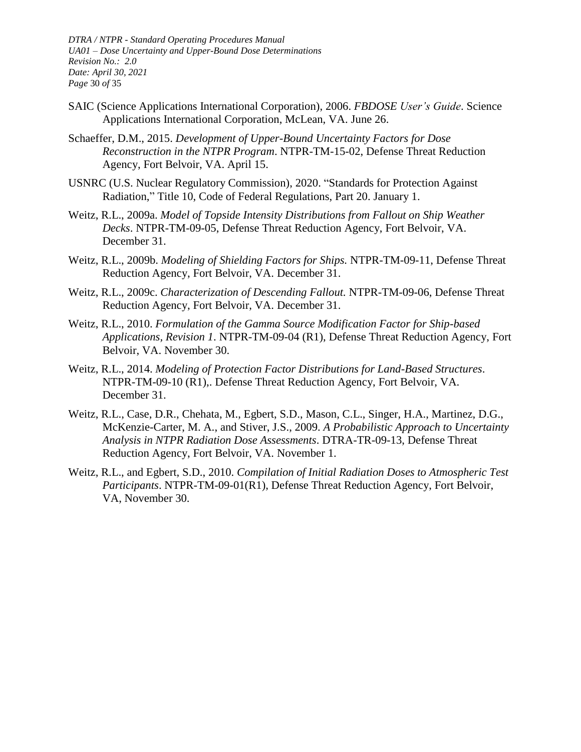SAIC (Science Applications International Corporation), 2006. *FBDOSE User's Guide*. Science Applications International Corporation, McLean, VA. June 26.

Schaeffer, D.M., 2015. *Development of Upper-Bound Uncertainty Factors for Dose Reconstruction in the NTPR Program*. NTPR-TM-15-02, Defense Threat Reduction Agency, Fort Belvoir, VA. April 15.

USNRC (U.S. Nuclear Regulatory Commission), 2020. "Standards for Protection Against Radiation," Title 10, Code of Federal Regulations, Part 20. January 1.

Weitz, R.L., 2009a. *Model of Topside Intensity Distributions from Fallout on Ship Weather Decks*. NTPR-TM-09-05, Defense Threat Reduction Agency, Fort Belvoir, VA. December 31.

Weitz, R.L., 2009b. *Modeling of Shielding Factors for Ships.* NTPR-TM-09-11, Defense Threat Reduction Agency, Fort Belvoir, VA. December 31.

Weitz, R.L., 2009c. *Characterization of Descending Fallout.* NTPR-TM-09-06, Defense Threat Reduction Agency, Fort Belvoir, VA. December 31.

Weitz, R.L., 2010. *Formulation of the Gamma Source Modification Factor for Ship-based Applications, Revision 1*. NTPR-TM-09-04 (R1), Defense Threat Reduction Agency, Fort Belvoir, VA. November 30.

Weitz, R.L., 2014. *Modeling of Protection Factor Distributions for Land-Based Structures*. NTPR-TM-09-10 (R1),. Defense Threat Reduction Agency, Fort Belvoir, VA. December 31.

Weitz, R.L., Case, D.R., Chehata, M., Egbert, S.D., Mason, C.L., Singer, H.A., Martinez, D.G., McKenzie-Carter, M. A., and Stiver, J.S., 2009. *A Probabilistic Approach to Uncertainty Analysis in NTPR Radiation Dose Assessments*. DTRA-TR-09-13, Defense Threat Reduction Agency, Fort Belvoir, VA. November 1.

Weitz, R.L., and Egbert, S.D., 2010. *Compilation of Initial Radiation Doses to Atmospheric Test Participants*. NTPR-TM-09-01(R1), Defense Threat Reduction Agency, Fort Belvoir, VA, November 30.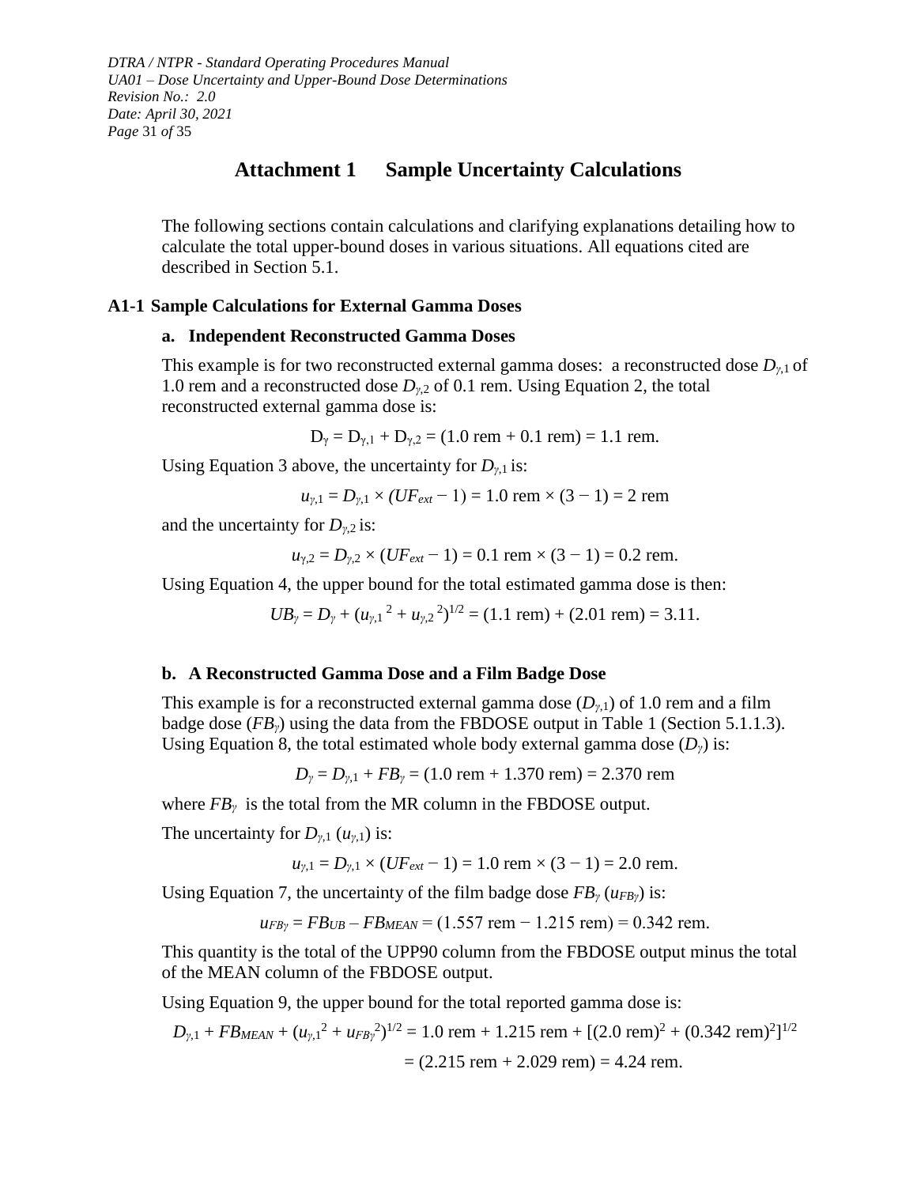# Attachment 1 Sample Uncertainty Calculations

The following sections contain calculations and clarifying explanations detailing how to calculate the total upper-bound doses in various situations. All equations cited are described in Section 5.1.

## A1-1 Sample Calculations for External Gamma Doses

### a. Independent Reconstructed Gamma Doses

This example is for two reconstructed external gamma doses: a reconstructed dose $D_{\gamma,1}$ of 1.0 rem and a reconstructed dose $D_{\gamma,2}$ of 0.1 rem. Using Equation 2, the total reconstructed external gamma dose is:

$$D_\gamma = D_{\gamma,1} + D_{\gamma,2} = (1.0 \text{ rem} + 0.1 \text{ rem}) = 1.1 \text{ rem.}$$

Using Equation 3 above, the uncertainty for $D_{\gamma,1}$ is:

$$u_{\gamma,1} = D_{\gamma,1} \times (UF_{ext} - 1) = 1.0 \text{ rem} \times (3 - 1) = 2 \text{ rem}$$

and the uncertainty for $D_{\gamma,2}$ is:

$$u_{\gamma,2} = D_{\gamma,2} \times (UF_{ext} - 1) = 0.1 \text{ rem} \times (3 - 1) = 0.2 \text{ rem.}$$

Using Equation 4, the upper bound for the total estimated gamma dose is then:

$$UB_\gamma = D_\gamma + (u_{\gamma,1}{}^2 + u_{\gamma,2}{}^2)^{1/2} = (1.1 \text{ rem}) + (2.01 \text{ rem}) = 3.11.$$

### b. A Reconstructed Gamma Dose and a Film Badge Dose

This example is for a reconstructed external gamma dose ($D_{\gamma,1}$) of 1.0 rem and a film badge dose ($FB_\gamma$) using the data from the FBDOSE output in Table 1 (Section 5.1.1.3). Using Equation 8, the total estimated whole body external gamma dose ($D_\gamma$) is:

$$D_\gamma = D_{\gamma,1} + FB_\gamma = (1.0 \text{ rem} + 1.370 \text{ rem}) = 2.370 \text{ rem}$$

where $FB_\gamma$ is the total from the MR column in the FBDOSE output.

The uncertainty for $D_{\gamma,1}$ ($u_{\gamma,1}$) is:

$$u_{\gamma,1} = D_{\gamma,1} \times (UF_{ext} - 1) = 1.0 \text{ rem} \times (3 - 1) = 2.0 \text{ rem.}$$

Using Equation 7, the uncertainty of the film badge dose $FB_\gamma$ ($u_{FB\gamma}$) is:

$$u_{FB\gamma} = FB_{UB} - FB_{MEAN} = (1.557 \text{ rem} - 1.215 \text{ rem}) = 0.342 \text{ rem.}$$

This quantity is the total of the UPP90 column from the FBDOSE output minus the total of the MEAN column of the FBDOSE output.

Using Equation 9, the upper bound for the total reported gamma dose is:

$$D_{\gamma,1} + FB_{MEAN} + (u_{\gamma,1}{}^2 + u_{FB\gamma}{}^2)^{1/2} = 1.0 \text{ rem} + 1.215 \text{ rem} + [(2.0 \text{ rem})^2 + (0.342 \text{ rem})^2]^{1/2}$$

$$= (2.215 \text{ rem} + 2.029 \text{ rem}) = 4.24 \text{ rem.}$$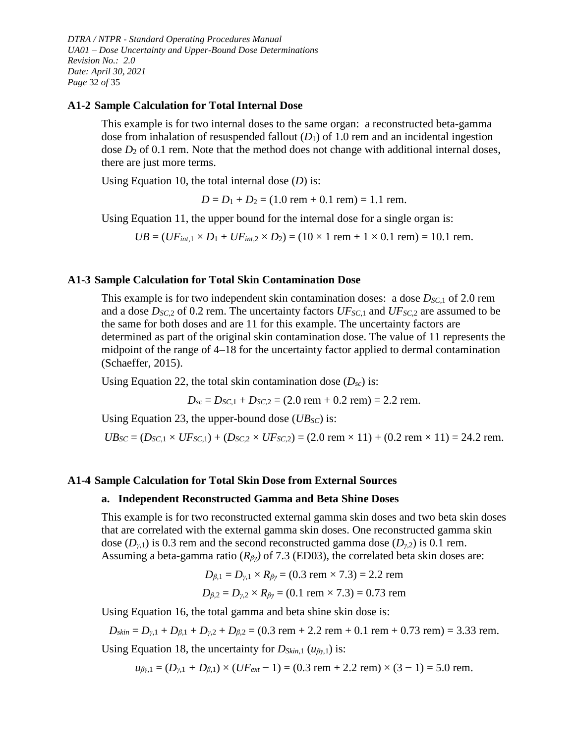### A1-2 Sample Calculation for Total Internal Dose

This example is for two internal doses to the same organ: a reconstructed beta-gamma dose from inhalation of resuspended fallout ($D_1$) of 1.0 rem and an incidental ingestion dose $D_2$ of 0.1 rem. Note that the method does not change with additional internal doses, there are just more terms.

Using Equation 10, the total internal dose ($D$) is:

$$D = D_1 + D_2 = (1.0 \text{ rem} + 0.1 \text{ rem}) = 1.1 \text{ rem}.$$

Using Equation 11, the upper bound for the internal dose for a single organ is:

$$UB = (UF_{int,1} \times D_1 + UF_{int,2} \times D_2) = (10 \times 1 \text{ rem} + 1 \times 0.1 \text{ rem}) = 10.1 \text{ rem}.$$

### A1-3 Sample Calculation for Total Skin Contamination Dose

This example is for two independent skin contamination doses: a dose $D_{SC,1}$ of 2.0 rem and a dose $D_{SC,2}$ of 0.2 rem. The uncertainty factors $UF_{SC,1}$ and $UF_{SC,2}$ are assumed to be the same for both doses and are 11 for this example. The uncertainty factors are determined as part of the original skin contamination dose. The value of 11 represents the midpoint of the range of 4–18 for the uncertainty factor applied to dermal contamination (Schaeffer, 2015).

Using Equation 22, the total skin contamination dose ($D_{sc}$) is:

$$D_{sc} = D_{SC,1} + D_{SC,2} = (2.0 \text{ rem} + 0.2 \text{ rem}) = 2.2 \text{ rem}.$$

Using Equation 23, the upper-bound dose ($UB_{SC}$) is:

$$UB_{SC} = (D_{SC,1} \times UF_{SC,1}) + (D_{SC,2} \times UF_{SC,2}) = (2.0 \text{ rem} \times 11) + (0.2 \text{ rem} \times 11) = 24.2 \text{ rem}.$$

### A1-4 Sample Calculation for Total Skin Dose from External Sources

#### a. Independent Reconstructed Gamma and Beta Shine Doses

This example is for two reconstructed external gamma skin doses and two beta skin doses that are correlated with the external gamma skin doses. One reconstructed gamma skin dose ($D_{\gamma,1}$) is 0.3 rem and the second reconstructed gamma dose ($D_{\gamma,2}$) is 0.1 rem. Assuming a beta-gamma ratio ($R_{\beta\gamma}$) of 7.3 (ED03), the correlated beta skin doses are:

$$D_{\beta,1} = D_{\gamma,1} \times R_{\beta\gamma} = (0.3 \text{ rem} \times 7.3) = 2.2 \text{ rem}$$

$$D_{\beta,2} = D_{\gamma,2} \times R_{\beta\gamma} = (0.1 \text{ rem} \times 7.3) = 0.73 \text{ rem}$$

Using Equation 16, the total gamma and beta shine skin dose is:

$$D_{skin} = D_{\gamma,1} + D_{\beta,1} + D_{\gamma,2} + D_{\beta,2} = (0.3 \text{ rem} + 2.2 \text{ rem} + 0.1 \text{ rem} + 0.73 \text{ rem}) = 3.33 \text{ rem}.$$

Using Equation 18, the uncertainty for $D_{Skin,1}$ ($u_{\beta\gamma,1}$) is:

$$u_{\beta\gamma,1} = (D_{\gamma,1} + D_{\beta,1}) \times (UF_{ext} - 1) = (0.3 \text{ rem} + 2.2 \text{ rem}) \times (3 - 1) = 5.0 \text{ rem}.$$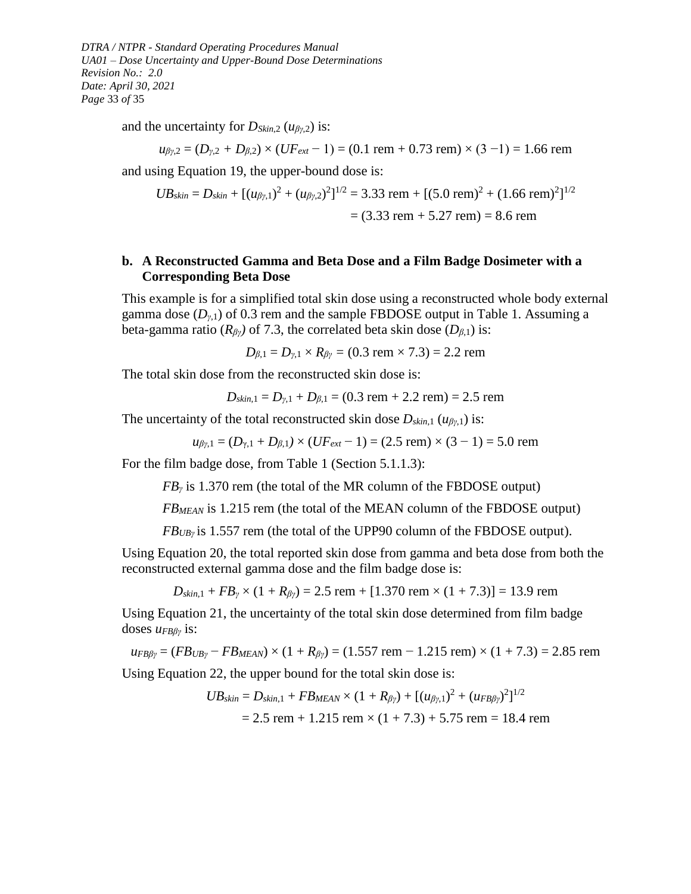and the uncertainty for $D_{Skin,2}$ ($u_{\beta\gamma,2}$) is:

$$u_{\beta\gamma,2} = (D_{\gamma,2} + D_{\beta,2}) \times (UF_{ext} - 1) = (0.1 \text{ rem} + 0.73 \text{ rem}) \times (3 - 1) = 1.66 \text{ rem}$$

and using Equation 19, the upper-bound dose is:

$$UB_{skin} = D_{skin} + [(u_{\beta\gamma,1})^2 + (u_{\beta\gamma,2})^2]^{1/2} = 3.33 \text{ rem} + [(5.0 \text{ rem})^2 + (1.66 \text{ rem})^2]^{1/2}$$

$$= (3.33 \text{ rem} + 5.27 \text{ rem}) = 8.6 \text{ rem}$$

## b. A Reconstructed Gamma and Beta Dose and a Film Badge Dosimeter with a Corresponding Beta Dose

This example is for a simplified total skin dose using a reconstructed whole body external gamma dose ($D_{\gamma,1}$) of 0.3 rem and the sample FBDOSE output in Table 1. Assuming a beta-gamma ratio ($R_{\beta\gamma}$) of 7.3, the correlated beta skin dose ($D_{\beta,1}$) is:

$$D_{\beta,1} = D_{\gamma,1} \times R_{\beta\gamma} = (0.3 \text{ rem} \times 7.3) = 2.2 \text{ rem}$$

The total skin dose from the reconstructed skin dose is:

$$D_{skin,1} = D_{\gamma,1} + D_{\beta,1} = (0.3 \text{ rem} + 2.2 \text{ rem}) = 2.5 \text{ rem}$$

The uncertainty of the total reconstructed skin dose $D_{skin,1}$ ($u_{\beta\gamma,1}$) is:

$$u_{\beta\gamma,1} = (D_{\gamma,1} + D_{\beta,1}) \times (UF_{ext} - 1) = (2.5 \text{ rem}) \times (3 - 1) = 5.0 \text{ rem}$$

For the film badge dose, from Table 1 (Section 5.1.1.3):

$FB_{\gamma}$ is 1.370 rem (the total of the MR column of the FBDOSE output)

$FB_{MEAN}$ is 1.215 rem (the total of the MEAN column of the FBDOSE output)

$FB_{UB\gamma}$ is 1.557 rem (the total of the UPP90 column of the FBDOSE output).

Using Equation 20, the total reported skin dose from gamma and beta dose from both the reconstructed external gamma dose and the film badge dose is:

$$D_{skin,1} + FB_{\gamma} \times (1 + R_{\beta\gamma}) = 2.5 \text{ rem} + [1.370 \text{ rem} \times (1 + 7.3)] = 13.9 \text{ rem}$$

Using Equation 21, the uncertainty of the total skin dose determined from film badge doses $u_{FB\beta\gamma}$ is:

$$u_{FB\beta\gamma} = (FB_{UB\gamma} - FB_{MEAN}) \times (1 + R_{\beta\gamma}) = (1.557 \text{ rem} - 1.215 \text{ rem}) \times (1 + 7.3) = 2.85 \text{ rem}$$

Using Equation 22, the upper bound for the total skin dose is:

$$UB_{skin} = D_{skin,1} + FB_{MEAN} \times (1 + R_{\beta\gamma}) + [(u_{\beta\gamma,1})^2 + (u_{FB\beta\gamma})^2]^{1/2}$$

$$= 2.5 \text{ rem} + 1.215 \text{ rem} \times (1 + 7.3) + 5.75 \text{ rem} = 18.4 \text{ rem}$$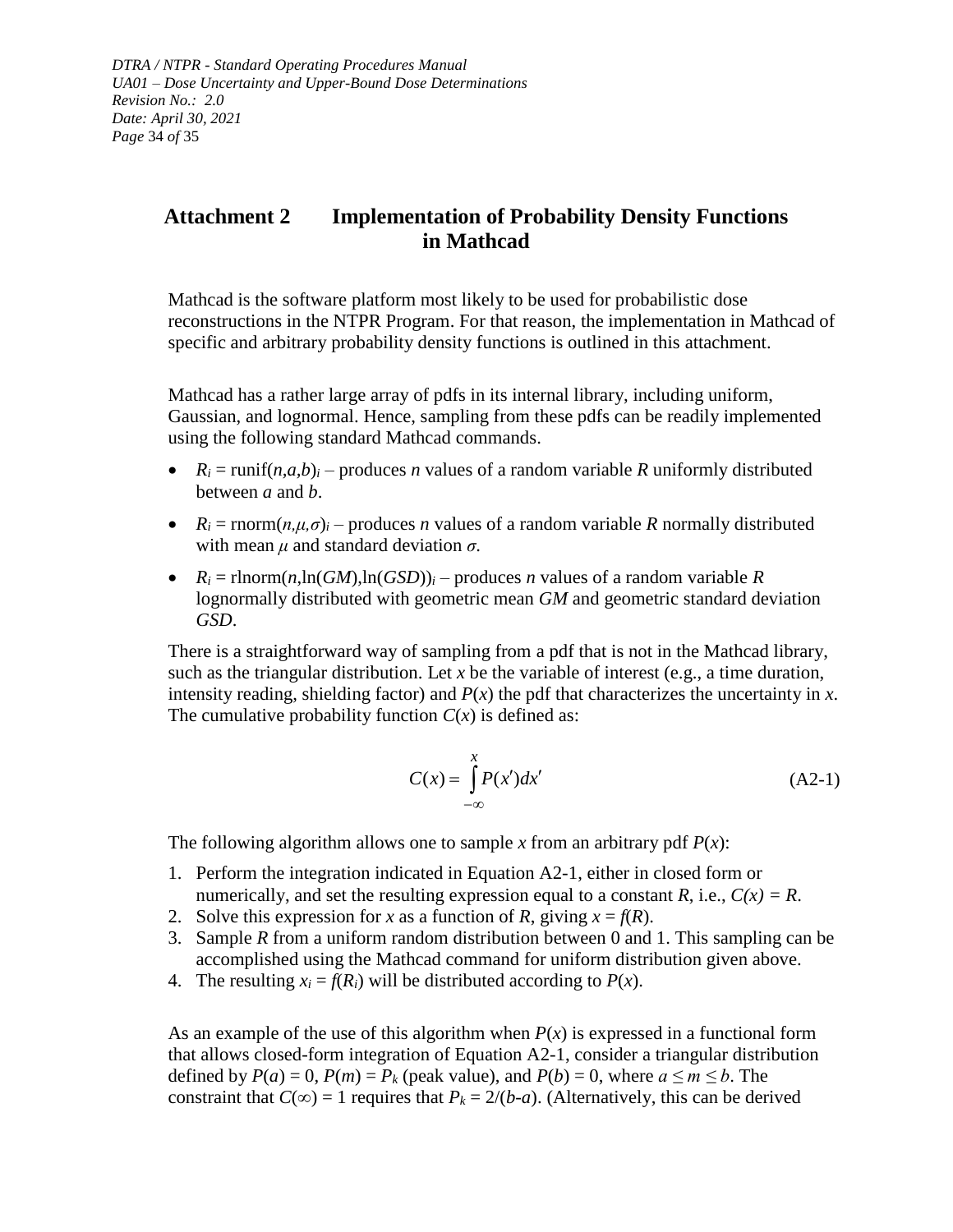## Attachment 2 Implementation of Probability Density Functions in Mathcad

Mathcad is the software platform most likely to be used for probabilistic dose reconstructions in the NTPR Program. For that reason, the implementation in Mathcad of specific and arbitrary probability density functions is outlined in this attachment.

Mathcad has a rather large array of pdfs in its internal library, including uniform, Gaussian, and lognormal. Hence, sampling from these pdfs can be readily implemented using the following standard Mathcad commands.

- $R_i = \text{runif}(n,a,b)_i$ – produces *n* values of a random variable *R* uniformly distributed between *a* and *b*.
- $R_i = \text{rnorm}(n,\mu,\sigma)_i$ – produces *n* values of a random variable *R* normally distributed with mean $\mu$ and standard deviation $\sigma$.
- $R_i = \text{rlnorm}(n,\ln(GM),\ln(GSD))_i$ – produces *n* values of a random variable *R* lognormally distributed with geometric mean *GM* and geometric standard deviation *GSD*.

There is a straightforward way of sampling from a pdf that is not in the Mathcad library, such as the triangular distribution. Let *x* be the variable of interest (e.g., a time duration, intensity reading, shielding factor) and $P(x)$ the pdf that characterizes the uncertainty in *x*. The cumulative probability function $C(x)$ is defined as:

$$C(x) = \int_{-\infty}^{x} P(x')dx' \tag{A2-1}$$

The following algorithm allows one to sample *x* from an arbitrary pdf $P(x)$:

1. Perform the integration indicated in Equation A2-1, either in closed form or numerically, and set the resulting expression equal to a constant *R*, i.e., $C(x) = R$.
2. Solve this expression for *x* as a function of *R*, giving $x = f(R)$.
3. Sample *R* from a uniform random distribution between 0 and 1. This sampling can be accomplished using the Mathcad command for uniform distribution given above.
4. The resulting $x_i = f(R_i)$ will be distributed according to $P(x)$.

As an example of the use of this algorithm when $P(x)$ is expressed in a functional form that allows closed-form integration of Equation A2-1, consider a triangular distribution defined by $P(a) = 0$, $P(m) = P_k$ (peak value), and $P(b) = 0$, where $a \le m \le b$. The constraint that $C(\infty) = 1$ requires that $P_k = 2/(b\text{-}a)$. (Alternatively, this can be derived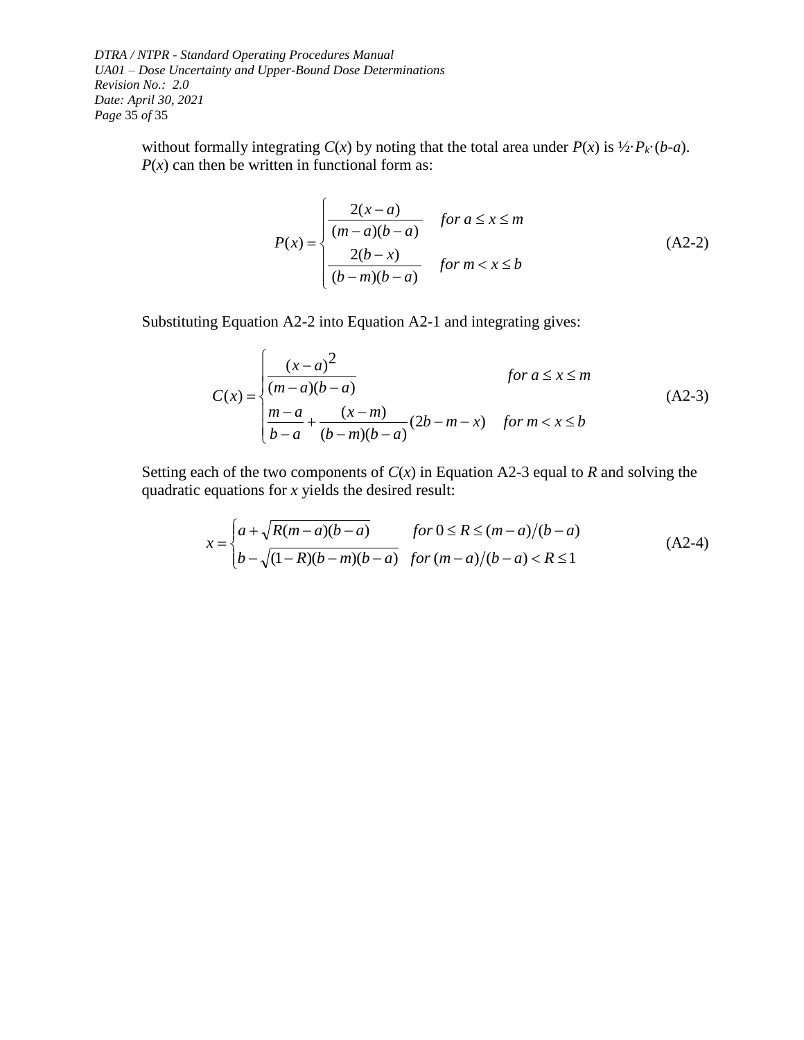without formally integrating $C(x)$ by noting that the total area under $P(x)$ is $\frac{1}{2} \cdot P_k \cdot (b-a)$. $P(x)$ can then be written in functional form as:

$$P(x) = \begin{cases} \dfrac{2(x-a)}{(m-a)(b-a)} & for\ a \le x \le m \\ \dfrac{2(b-x)}{(b-m)(b-a)} & for\ m < x \le b \end{cases} \tag{A2-2}$$

Substituting Equation A2-2 into Equation A2-1 and integrating gives:

$$C(x) = \begin{cases} \dfrac{(x-a)^2}{(m-a)(b-a)} & for\ a \le x \le m \\ \dfrac{m-a}{b-a} + \dfrac{(x-m)}{(b-m)(b-a)}(2b-m-x) & for\ m < x \le b \end{cases} \tag{A2-3}$$

Setting each of the two components of $C(x)$ in Equation A2-3 equal to $R$ and solving the quadratic equations for $x$ yields the desired result:

$$x = \begin{cases} a + \sqrt{R(m-a)(b-a)} & for\ 0 \le R \le (m-a)/(b-a) \\ b - \sqrt{(1-R)(b-m)(b-a)} & for\ (m-a)/(b-a) < R \le 1 \end{cases} \tag{A2-4}$$